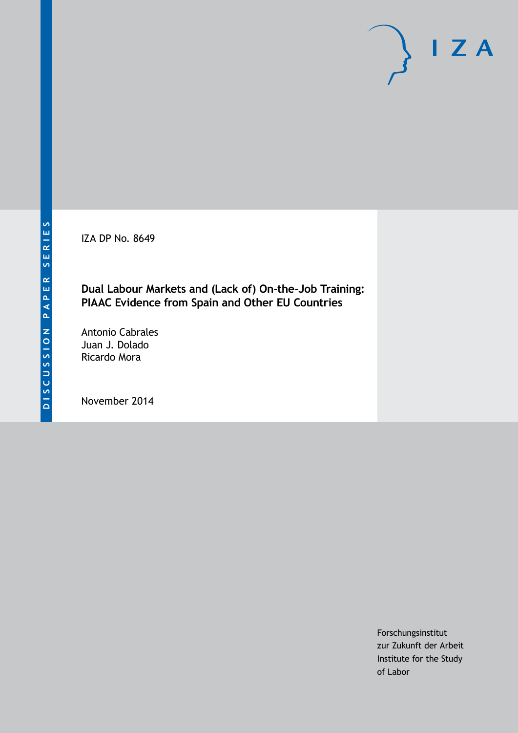DISCUSSION PAPER SERIES

IZA DP No. 8649

# Dual Labour Markets and (Lack of) On-the-Job Training: PIAAC Evidence from Spain and Other EU Countries

Antonio Cabrales
Juan J. Dolado
Ricardo Mora

November 2014

Forschungsinstitut
zur Zukunft der Arbeit
Institute for the Study
of Labor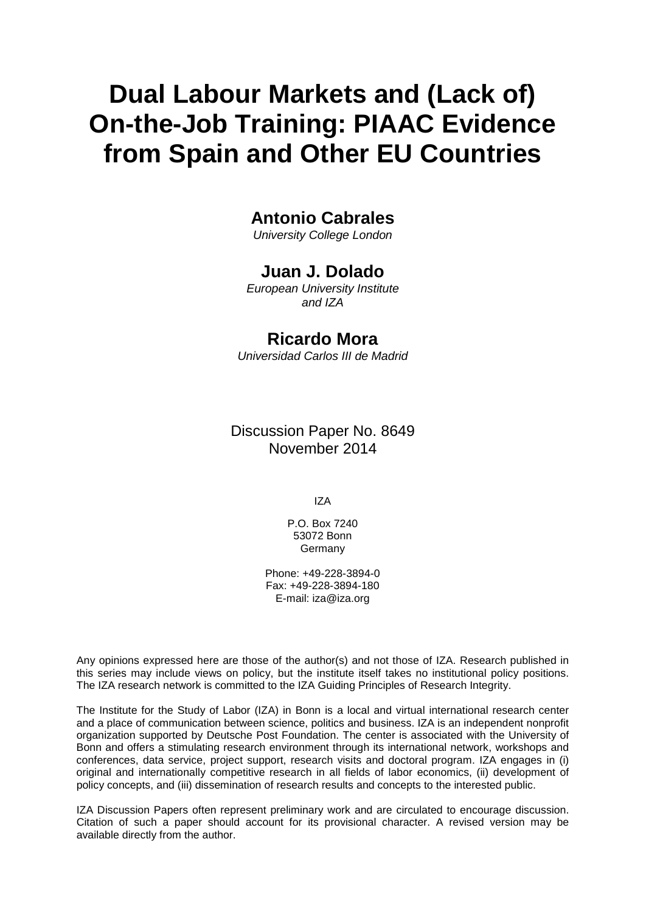# Dual Labour Markets and (Lack of) On-the-Job Training: PIAAC Evidence from Spain and Other EU Countries

**Antonio Cabrales**
*University College London*

**Juan J. Dolado**
*European University Institute and IZA*

**Ricardo Mora**
*Universidad Carlos III de Madrid*

Discussion Paper No. 8649
November 2014

IZA

P.O. Box 7240
53072 Bonn
Germany

Phone: +49-228-3894-0
Fax: +49-228-3894-180
E-mail: iza@iza.org

Any opinions expressed here are those of the author(s) and not those of IZA. Research published in this series may include views on policy, but the institute itself takes no institutional policy positions. The IZA research network is committed to the IZA Guiding Principles of Research Integrity.

The Institute for the Study of Labor (IZA) in Bonn is a local and virtual international research center and a place of communication between science, politics and business. IZA is an independent nonprofit organization supported by Deutsche Post Foundation. The center is associated with the University of Bonn and offers a stimulating research environment through its international network, workshops and conferences, data service, project support, research visits and doctoral program. IZA engages in (i) original and internationally competitive research in all fields of labor economics, (ii) development of policy concepts, and (iii) dissemination of research results and concepts to the interested public.

IZA Discussion Papers often represent preliminary work and are circulated to encourage discussion. Citation of such a paper should account for its provisional character. A revised version may be available directly from the author.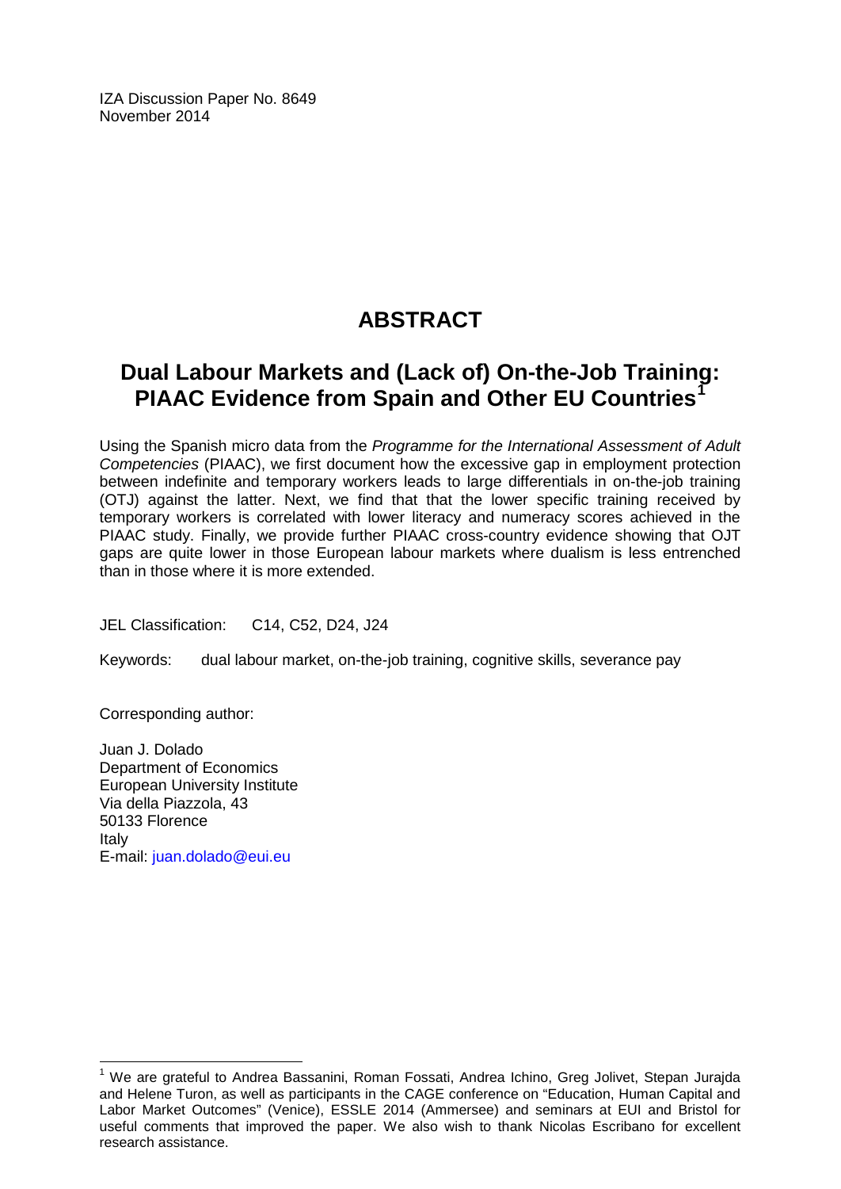IZA Discussion Paper No. 8649
November 2014

# ABSTRACT

## Dual Labour Markets and (Lack of) On-the-Job Training: PIAAC Evidence from Spain and Other EU Countries[1]

Using the Spanish micro data from the *Programme for the International Assessment of Adult Competencies* (PIAAC), we first document how the excessive gap in employment protection between indefinite and temporary workers leads to large differentials in on-the-job training (OTJ) against the latter. Next, we find that that the lower specific training received by temporary workers is correlated with lower literacy and numeracy scores achieved in the PIAAC study. Finally, we provide further PIAAC cross-country evidence showing that OJT gaps are quite lower in those European labour markets where dualism is less entrenched than in those where it is more extended.

JEL Classification: C14, C52, D24, J24

Keywords: dual labour market, on-the-job training, cognitive skills, severance pay

Corresponding author:

Juan J. Dolado
Department of Economics
European University Institute
Via della Piazzola, 43
50133 Florence
Italy
E-mail: juan.dolado@eui.eu

---

[1] We are grateful to Andrea Bassanini, Roman Fossati, Andrea Ichino, Greg Jolivet, Stepan Jurajda and Helene Turon, as well as participants in the CAGE conference on "Education, Human Capital and Labor Market Outcomes" (Venice), ESSLE 2014 (Ammersee) and seminars at EUI and Bristol for useful comments that improved the paper. We also wish to thank Nicolas Escribano for excellent research assistance.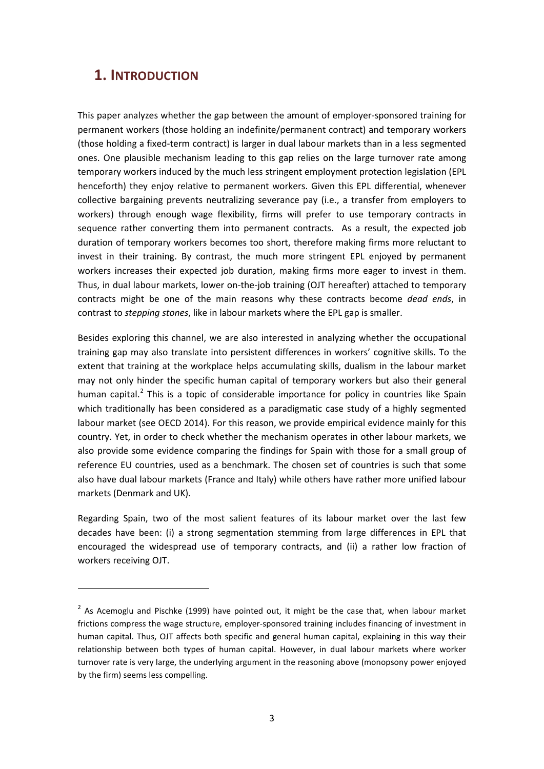# 1. INTRODUCTION

This paper analyzes whether the gap between the amount of employer-sponsored training for permanent workers (those holding an indefinite/permanent contract) and temporary workers (those holding a fixed-term contract) is larger in dual labour markets than in a less segmented ones. One plausible mechanism leading to this gap relies on the large turnover rate among temporary workers induced by the much less stringent employment protection legislation (EPL henceforth) they enjoy relative to permanent workers. Given this EPL differential, whenever collective bargaining prevents neutralizing severance pay (i.e., a transfer from employers to workers) through enough wage flexibility, firms will prefer to use temporary contracts in sequence rather converting them into permanent contracts. As a result, the expected job duration of temporary workers becomes too short, therefore making firms more reluctant to invest in their training. By contrast, the much more stringent EPL enjoyed by permanent workers increases their expected job duration, making firms more eager to invest in them. Thus, in dual labour markets, lower on-the-job training (OJT hereafter) attached to temporary contracts might be one of the main reasons why these contracts become *dead ends*, in contrast to *stepping stones*, like in labour markets where the EPL gap is smaller.

Besides exploring this channel, we are also interested in analyzing whether the occupational training gap may also translate into persistent differences in workers' cognitive skills. To the extent that training at the workplace helps accumulating skills, dualism in the labour market may not only hinder the specific human capital of temporary workers but also their general human capital.[2] This is a topic of considerable importance for policy in countries like Spain which traditionally has been considered as a paradigmatic case study of a highly segmented labour market (see OECD 2014). For this reason, we provide empirical evidence mainly for this country. Yet, in order to check whether the mechanism operates in other labour markets, we also provide some evidence comparing the findings for Spain with those for a small group of reference EU countries, used as a benchmark. The chosen set of countries is such that some also have dual labour markets (France and Italy) while others have rather more unified labour markets (Denmark and UK).

Regarding Spain, two of the most salient features of its labour market over the last few decades have been: (i) a strong segmentation stemming from large differences in EPL that encouraged the widespread use of temporary contracts, and (ii) a rather low fraction of workers receiving OJT.

[2] As Acemoglu and Pischke (1999) have pointed out, it might be the case that, when labour market frictions compress the wage structure, employer-sponsored training includes financing of investment in human capital. Thus, OJT affects both specific and general human capital, explaining in this way their relationship between both types of human capital. However, in dual labour markets where worker turnover rate is very large, the underlying argument in the reasoning above (monopsony power enjoyed by the firm) seems less compelling.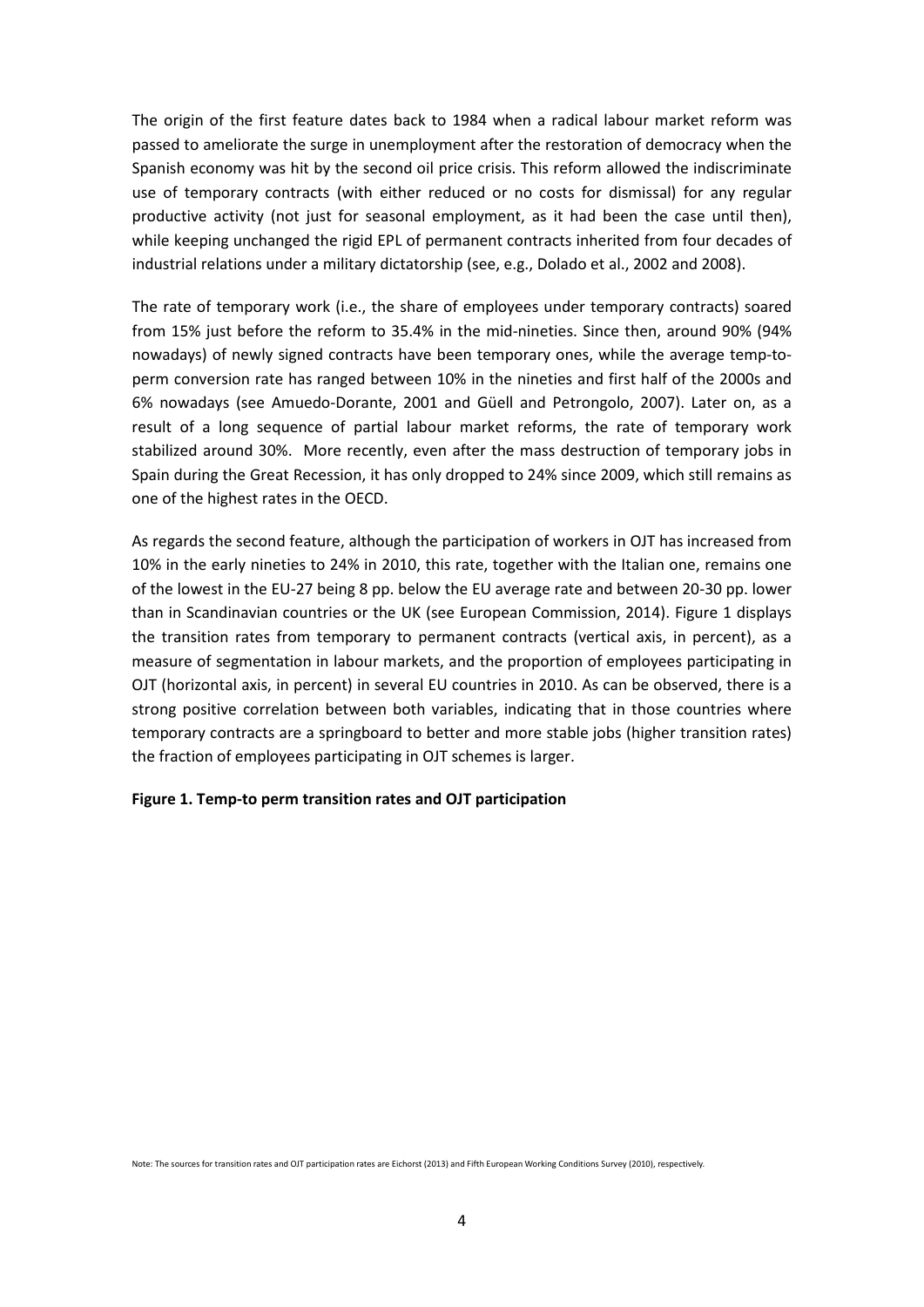The origin of the first feature dates back to 1984 when a radical labour market reform was passed to ameliorate the surge in unemployment after the restoration of democracy when the Spanish economy was hit by the second oil price crisis. This reform allowed the indiscriminate use of temporary contracts (with either reduced or no costs for dismissal) for any regular productive activity (not just for seasonal employment, as it had been the case until then), while keeping unchanged the rigid EPL of permanent contracts inherited from four decades of industrial relations under a military dictatorship (see, e.g., Dolado et al., 2002 and 2008).

The rate of temporary work (i.e., the share of employees under temporary contracts) soared from 15% just before the reform to 35.4% in the mid-nineties. Since then, around 90% (94% nowadays) of newly signed contracts have been temporary ones, while the average temp-to-perm conversion rate has ranged between 10% in the nineties and first half of the 2000s and 6% nowadays (see Amuedo-Dorante, 2001 and Güell and Petrongolo, 2007). Later on, as a result of a long sequence of partial labour market reforms, the rate of temporary work stabilized around 30%. More recently, even after the mass destruction of temporary jobs in Spain during the Great Recession, it has only dropped to 24% since 2009, which still remains as one of the highest rates in the OECD.

As regards the second feature, although the participation of workers in OJT has increased from 10% in the early nineties to 24% in 2010, this rate, together with the Italian one, remains one of the lowest in the EU-27 being 8 pp. below the EU average rate and between 20-30 pp. lower than in Scandinavian countries or the UK (see European Commission, 2014). Figure 1 displays the transition rates from temporary to permanent contracts (vertical axis, in percent), as a measure of segmentation in labour markets, and the proportion of employees participating in OJT (horizontal axis, in percent) in several EU countries in 2010. As can be observed, there is a strong positive correlation between both variables, indicating that in those countries where temporary contracts are a springboard to better and more stable jobs (higher transition rates) the fraction of employees participating in OJT schemes is larger.

**Figure 1. Temp-to perm transition rates and OJT participation**

Note: The sources for transition rates and OJT participation rates are Eichorst (2013) and Fifth European Working Conditions Survey (2010), respectively.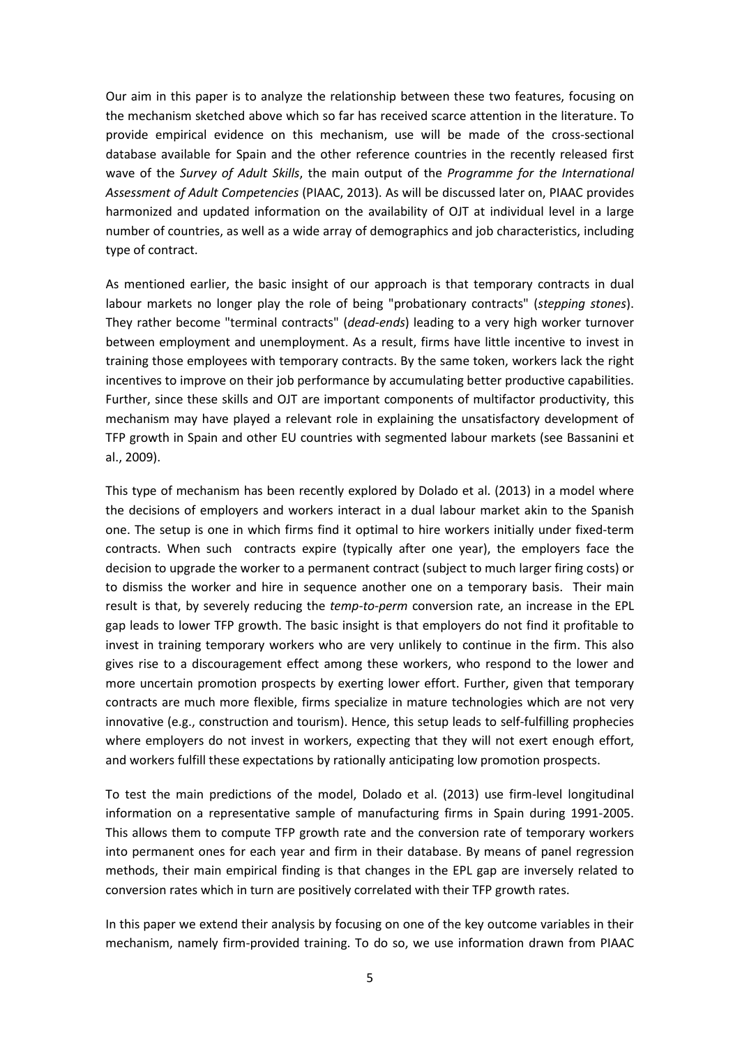Our aim in this paper is to analyze the relationship between these two features, focusing on the mechanism sketched above which so far has received scarce attention in the literature. To provide empirical evidence on this mechanism, use will be made of the cross-sectional database available for Spain and the other reference countries in the recently released first wave of the *Survey of Adult Skills*, the main output of the *Programme for the International Assessment of Adult Competencies* (PIAAC, 2013). As will be discussed later on, PIAAC provides harmonized and updated information on the availability of OJT at individual level in a large number of countries, as well as a wide array of demographics and job characteristics, including type of contract.

As mentioned earlier, the basic insight of our approach is that temporary contracts in dual labour markets no longer play the role of being "probationary contracts" (*stepping stones*). They rather become "terminal contracts" (*dead-ends*) leading to a very high worker turnover between employment and unemployment. As a result, firms have little incentive to invest in training those employees with temporary contracts. By the same token, workers lack the right incentives to improve on their job performance by accumulating better productive capabilities. Further, since these skills and OJT are important components of multifactor productivity, this mechanism may have played a relevant role in explaining the unsatisfactory development of TFP growth in Spain and other EU countries with segmented labour markets (see Bassanini et al., 2009).

This type of mechanism has been recently explored by Dolado et al. (2013) in a model where the decisions of employers and workers interact in a dual labour market akin to the Spanish one. The setup is one in which firms find it optimal to hire workers initially under fixed-term contracts. When such contracts expire (typically after one year), the employers face the decision to upgrade the worker to a permanent contract (subject to much larger firing costs) or to dismiss the worker and hire in sequence another one on a temporary basis. Their main result is that, by severely reducing the *temp-to-perm* conversion rate, an increase in the EPL gap leads to lower TFP growth. The basic insight is that employers do not find it profitable to invest in training temporary workers who are very unlikely to continue in the firm. This also gives rise to a discouragement effect among these workers, who respond to the lower and more uncertain promotion prospects by exerting lower effort. Further, given that temporary contracts are much more flexible, firms specialize in mature technologies which are not very innovative (e.g., construction and tourism). Hence, this setup leads to self-fulfilling prophecies where employers do not invest in workers, expecting that they will not exert enough effort, and workers fulfill these expectations by rationally anticipating low promotion prospects.

To test the main predictions of the model, Dolado et al. (2013) use firm-level longitudinal information on a representative sample of manufacturing firms in Spain during 1991-2005. This allows them to compute TFP growth rate and the conversion rate of temporary workers into permanent ones for each year and firm in their database. By means of panel regression methods, their main empirical finding is that changes in the EPL gap are inversely related to conversion rates which in turn are positively correlated with their TFP growth rates.

In this paper we extend their analysis by focusing on one of the key outcome variables in their mechanism, namely firm-provided training. To do so, we use information drawn from PIAAC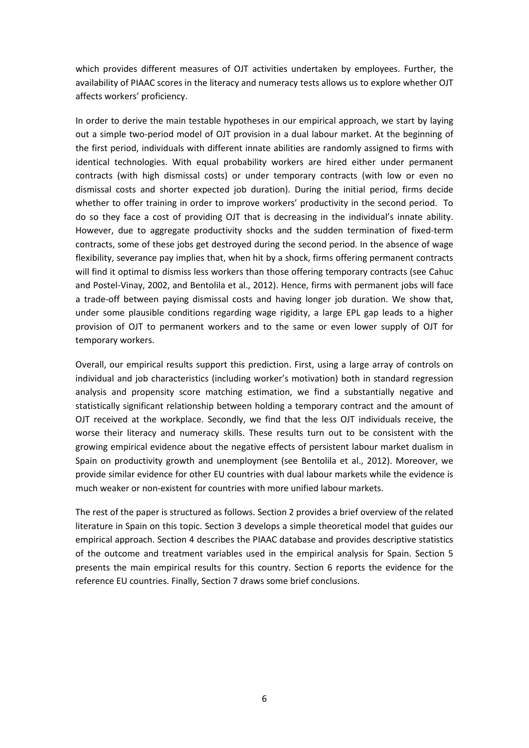which provides different measures of OJT activities undertaken by employees. Further, the availability of PIAAC scores in the literacy and numeracy tests allows us to explore whether OJT affects workers' proficiency.

In order to derive the main testable hypotheses in our empirical approach, we start by laying out a simple two-period model of OJT provision in a dual labour market. At the beginning of the first period, individuals with different innate abilities are randomly assigned to firms with identical technologies. With equal probability workers are hired either under permanent contracts (with high dismissal costs) or under temporary contracts (with low or even no dismissal costs and shorter expected job duration). During the initial period, firms decide whether to offer training in order to improve workers' productivity in the second period. To do so they face a cost of providing OJT that is decreasing in the individual's innate ability. However, due to aggregate productivity shocks and the sudden termination of fixed-term contracts, some of these jobs get destroyed during the second period. In the absence of wage flexibility, severance pay implies that, when hit by a shock, firms offering permanent contracts will find it optimal to dismiss less workers than those offering temporary contracts (see Cahuc and Postel-Vinay, 2002, and Bentolila et al., 2012). Hence, firms with permanent jobs will face a trade-off between paying dismissal costs and having longer job duration. We show that, under some plausible conditions regarding wage rigidity, a large EPL gap leads to a higher provision of OJT to permanent workers and to the same or even lower supply of OJT for temporary workers.

Overall, our empirical results support this prediction. First, using a large array of controls on individual and job characteristics (including worker's motivation) both in standard regression analysis and propensity score matching estimation, we find a substantially negative and statistically significant relationship between holding a temporary contract and the amount of OJT received at the workplace. Secondly, we find that the less OJT individuals receive, the worse their literacy and numeracy skills. These results turn out to be consistent with the growing empirical evidence about the negative effects of persistent labour market dualism in Spain on productivity growth and unemployment (see Bentolila et al., 2012). Moreover, we provide similar evidence for other EU countries with dual labour markets while the evidence is much weaker or non-existent for countries with more unified labour markets.

The rest of the paper is structured as follows. Section 2 provides a brief overview of the related literature in Spain on this topic. Section 3 develops a simple theoretical model that guides our empirical approach. Section 4 describes the PIAAC database and provides descriptive statistics of the outcome and treatment variables used in the empirical analysis for Spain. Section 5 presents the main empirical results for this country. Section 6 reports the evidence for the reference EU countries. Finally, Section 7 draws some brief conclusions.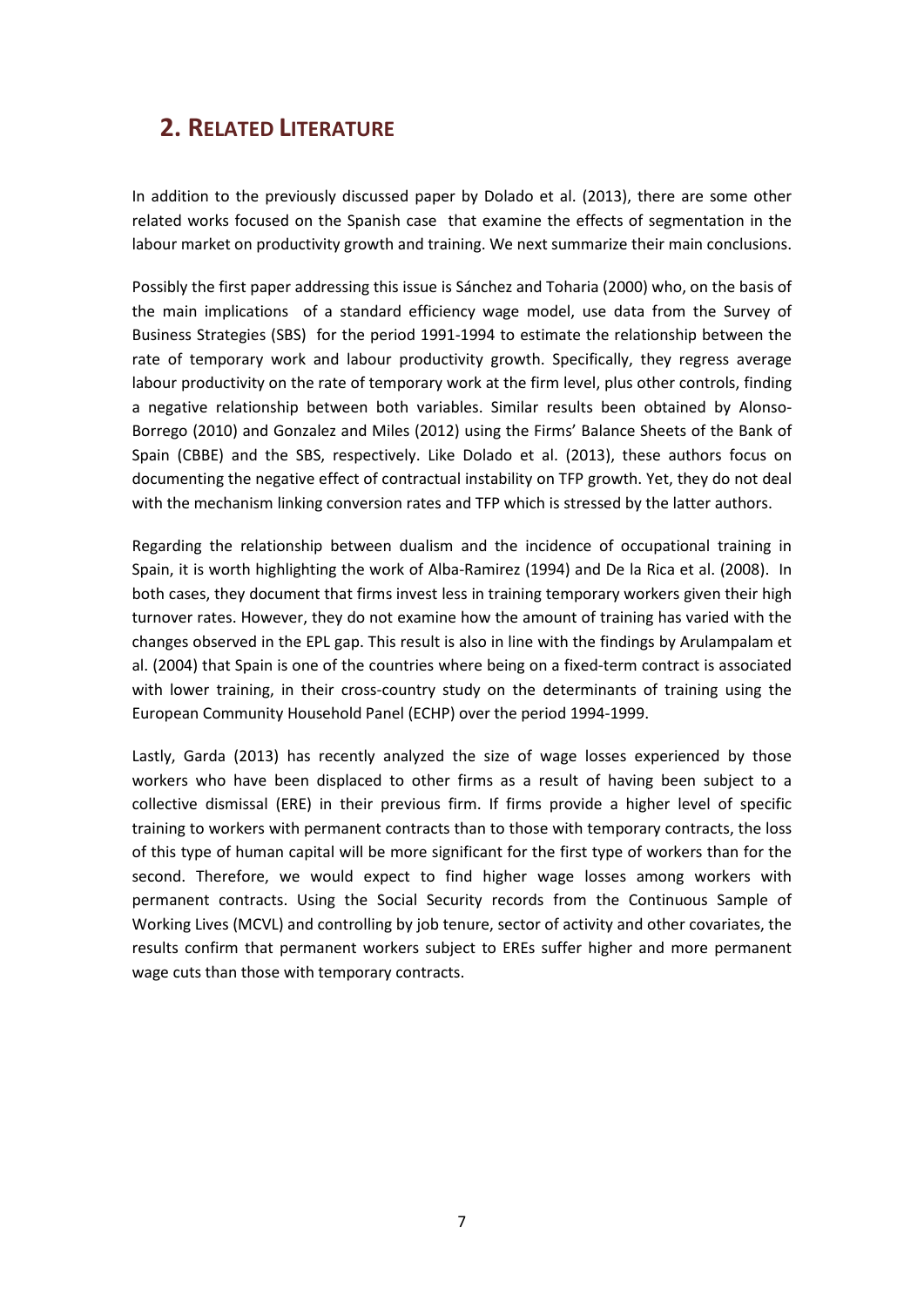## 2. Related Literature

In addition to the previously discussed paper by Dolado et al. (2013), there are some other related works focused on the Spanish case that examine the effects of segmentation in the labour market on productivity growth and training. We next summarize their main conclusions.

Possibly the first paper addressing this issue is Sánchez and Toharia (2000) who, on the basis of the main implications of a standard efficiency wage model, use data from the Survey of Business Strategies (SBS) for the period 1991-1994 to estimate the relationship between the rate of temporary work and labour productivity growth. Specifically, they regress average labour productivity on the rate of temporary work at the firm level, plus other controls, finding a negative relationship between both variables. Similar results been obtained by Alonso-Borrego (2010) and Gonzalez and Miles (2012) using the Firms' Balance Sheets of the Bank of Spain (CBBE) and the SBS, respectively. Like Dolado et al. (2013), these authors focus on documenting the negative effect of contractual instability on TFP growth. Yet, they do not deal with the mechanism linking conversion rates and TFP which is stressed by the latter authors.

Regarding the relationship between dualism and the incidence of occupational training in Spain, it is worth highlighting the work of Alba-Ramirez (1994) and De la Rica et al. (2008). In both cases, they document that firms invest less in training temporary workers given their high turnover rates. However, they do not examine how the amount of training has varied with the changes observed in the EPL gap. This result is also in line with the findings by Arulampalam et al. (2004) that Spain is one of the countries where being on a fixed-term contract is associated with lower training, in their cross-country study on the determinants of training using the European Community Household Panel (ECHP) over the period 1994-1999.

Lastly, Garda (2013) has recently analyzed the size of wage losses experienced by those workers who have been displaced to other firms as a result of having been subject to a collective dismissal (ERE) in their previous firm. If firms provide a higher level of specific training to workers with permanent contracts than to those with temporary contracts, the loss of this type of human capital will be more significant for the first type of workers than for the second. Therefore, we would expect to find higher wage losses among workers with permanent contracts. Using the Social Security records from the Continuous Sample of Working Lives (MCVL) and controlling by job tenure, sector of activity and other covariates, the results confirm that permanent workers subject to EREs suffer higher and more permanent wage cuts than those with temporary contracts.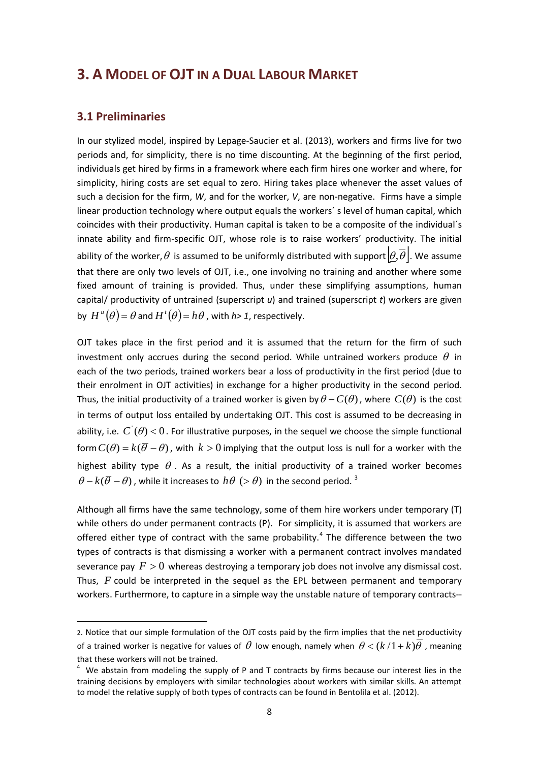## 3. A MODEL OF OJT IN A DUAL LABOUR MARKET

### 3.1 Preliminaries

In our stylized model, inspired by Lepage-Saucier et al. (2013), workers and firms live for two periods and, for simplicity, there is no time discounting. At the beginning of the first period, individuals get hired by firms in a framework where each firm hires one worker and where, for simplicity, hiring costs are set equal to zero. Hiring takes place whenever the asset values of such a decision for the firm, *W*, and for the worker, *V*, are non-negative. Firms have a simple linear production technology where output equals the workers´ s level of human capital, which coincides with their productivity. Human capital is taken to be a composite of the individual´s innate ability and firm-specific OJT, whose role is to raise workers' productivity. The initial ability of the worker, $\theta$ is assumed to be uniformly distributed with support $\left[\underline{\theta},\overline{\theta}\right]$. We assume that there are only two levels of OJT, i.e., one involving no training and another where some fixed amount of training is provided. Thus, under these simplifying assumptions, human capital/ productivity of untrained (superscript *u*) and trained (superscript *t*) workers are given by $H^u(\theta)=\theta$ and $H^t(\theta)=h\theta$, with $h>1$, respectively.

OJT takes place in the first period and it is assumed that the return for the firm of such investment only accrues during the second period. While untrained workers produce $\theta$ in each of the two periods, trained workers bear a loss of productivity in the first period (due to their enrolment in OJT activities) in exchange for a higher productivity in the second period. Thus, the initial productivity of a trained worker is given by $\theta - C(\theta)$, where $C(\theta)$ is the cost in terms of output loss entailed by undertaking OJT. This cost is assumed to be decreasing in ability, i.e. $C^{'}(\theta)<0$. For illustrative purposes, in the sequel we choose the simple functional form $C(\theta)=k(\overline{\theta}-\theta)$, with $k>0$ implying that the output loss is null for a worker with the highest ability type $\overline{\theta}$. As a result, the initial productivity of a trained worker becomes $\theta - k(\overline{\theta}-\theta)$, while it increases to $h\theta\ (>\theta)$ in the second period. [3]

Although all firms have the same technology, some of them hire workers under temporary (T) while others do under permanent contracts (P). For simplicity, it is assumed that workers are offered either type of contract with the same probability.[4] The difference between the two types of contracts is that dismissing a worker with a permanent contract involves mandated severance pay $F>0$ whereas destroying a temporary job does not involve any dismissal cost. Thus, $F$ could be interpreted in the sequel as the EPL between permanent and temporary workers. Furthermore, to capture in a simple way the unstable nature of temporary contracts--

2. Notice that our simple formulation of the OJT costs paid by the firm implies that the net productivity of a trained worker is negative for values of $\theta$ low enough, namely when $\theta<(k/1+k)\overline{\theta}$, meaning that these workers will not be trained.

[4] We abstain from modeling the supply of P and T contracts by firms because our interest lies in the training decisions by employers with similar technologies about workers with similar skills. An attempt to model the relative supply of both types of contracts can be found in Bentolila et al. (2012).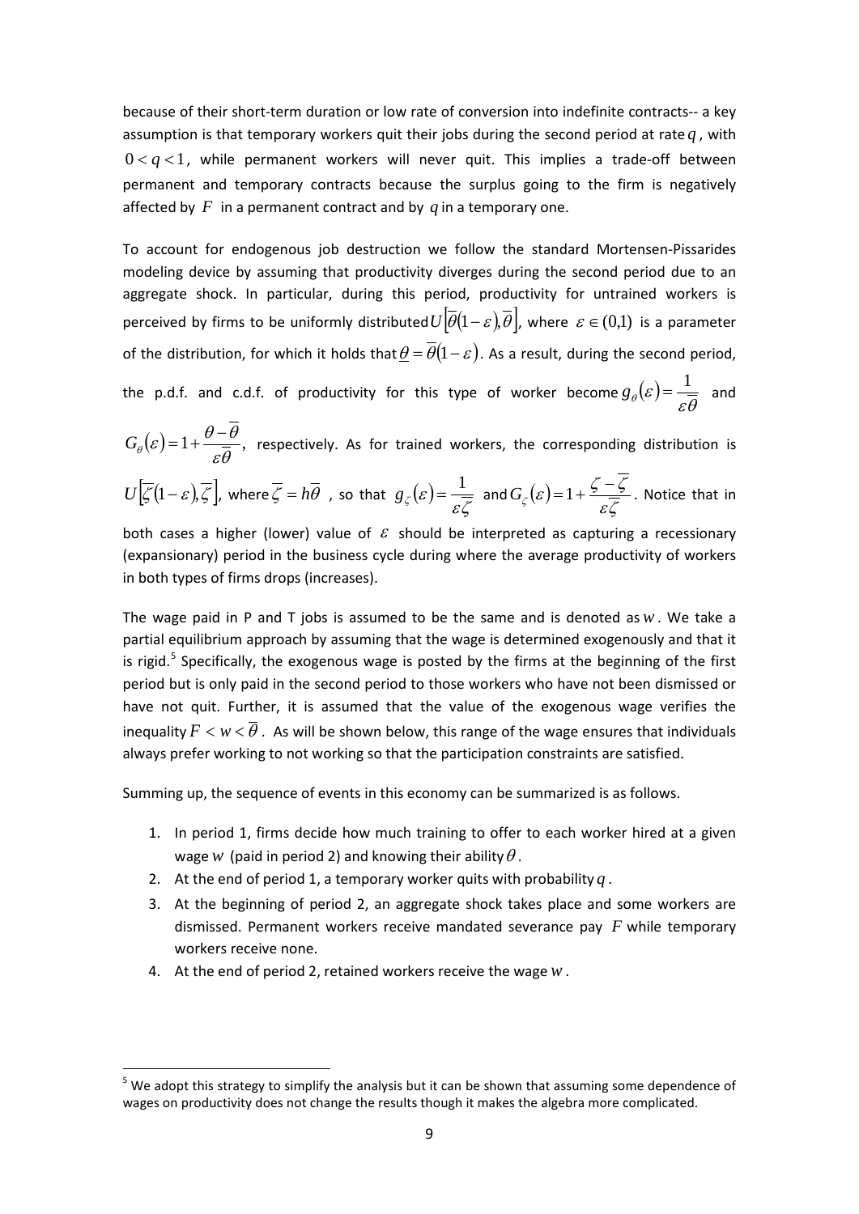because of their short-term duration or low rate of conversion into indefinite contracts-- a key assumption is that temporary workers quit their jobs during the second period at rate $q$, with $0 < q < 1$, while permanent workers will never quit. This implies a trade-off between permanent and temporary contracts because the surplus going to the firm is negatively affected by $F$ in a permanent contract and by $q$ in a temporary one.

To account for endogenous job destruction we follow the standard Mortensen-Pissarides modeling device by assuming that productivity diverges during the second period due to an aggregate shock. In particular, during this period, productivity for untrained workers is perceived by firms to be uniformly distributed $U\left[\overline{\theta}(1-\varepsilon),\overline{\theta}\right]$, where $\varepsilon \in (0,1)$ is a parameter of the distribution, for which it holds that $\underline{\theta} = \overline{\theta}(1-\varepsilon)$. As a result, during the second period, the p.d.f. and c.d.f. of productivity for this type of worker become $g_{\theta}(\varepsilon) = \frac{1}{\varepsilon\overline{\theta}}$ and $G_{\theta}(\varepsilon) = 1 + \frac{\theta - \overline{\theta}}{\varepsilon\overline{\theta}}$, respectively. As for trained workers, the corresponding distribution is $U\left[\overline{\zeta}(1-\varepsilon),\overline{\zeta}\right]$, where $\overline{\zeta} = h\overline{\theta}$ , so that $g_{\zeta}(\varepsilon) = \frac{1}{\varepsilon\overline{\zeta}}$ and $G_{\zeta}(\varepsilon) = 1 + \frac{\zeta - \overline{\zeta}}{\varepsilon\overline{\zeta}}$. Notice that in both cases a higher (lower) value of $\varepsilon$ should be interpreted as capturing a recessionary (expansionary) period in the business cycle during where the average productivity of workers in both types of firms drops (increases).

The wage paid in P and T jobs is assumed to be the same and is denoted as $w$. We take a partial equilibrium approach by assuming that the wage is determined exogenously and that it is rigid.[5] Specifically, the exogenous wage is posted by the firms at the beginning of the first period but is only paid in the second period to those workers who have not been dismissed or have not quit. Further, it is assumed that the value of the exogenous wage verifies the inequality $F < w < \overline{\theta}$. As will be shown below, this range of the wage ensures that individuals always prefer working to not working so that the participation constraints are satisfied.

Summing up, the sequence of events in this economy can be summarized is as follows.

1. In period 1, firms decide how much training to offer to each worker hired at a given wage $w$ (paid in period 2) and knowing their ability $\theta$.
2. At the end of period 1, a temporary worker quits with probability $q$.
3. At the beginning of period 2, an aggregate shock takes place and some workers are dismissed. Permanent workers receive mandated severance pay $F$ while temporary workers receive none.
4. At the end of period 2, retained workers receive the wage $w$.

[5] We adopt this strategy to simplify the analysis but it can be shown that assuming some dependence of wages on productivity does not change the results though it makes the algebra more complicated.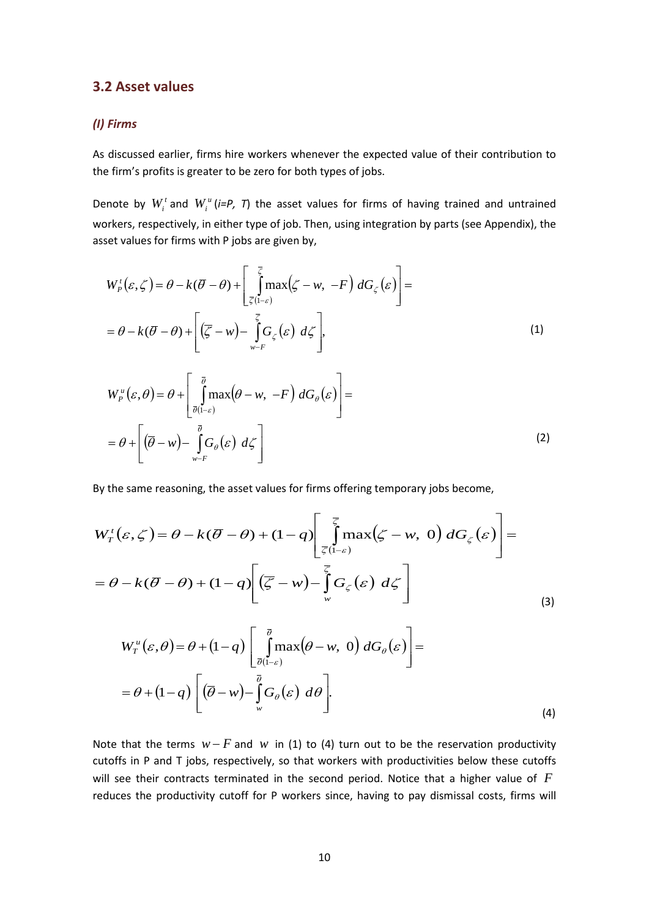## 3.2 Asset values

### *(I) Firms*

As discussed earlier, firms hire workers whenever the expected value of their contribution to the firm's profits is greater to be zero for both types of jobs.

Denote by $W_i^t$ and $W_i^u$ (*i=P, T*) the asset values for firms of having trained and untrained workers, respectively, in either type of job. Then, using integration by parts (see Appendix), the asset values for firms with P jobs are given by,

$$
\begin{aligned}
W_P^t(\varepsilon,\zeta) &= \theta - k(\overline{\theta}-\theta) + \left[\int_{\overline{\zeta}(1-\varepsilon)}^{\overline{\zeta}} \max(\zeta - w,\ -F)\ dG_{\zeta}(\varepsilon)\right] = \\
&= \theta - k(\overline{\theta}-\theta) + \left[(\overline{\zeta}-w) - \int_{w-F}^{\overline{\zeta}} G_{\zeta}(\varepsilon)\ d\zeta\right],
\end{aligned}
\tag{1}
$$

$$
\begin{aligned}
W_P^u(\varepsilon,\theta) &= \theta + \left[\int_{\overline{\theta}(1-\varepsilon)}^{\overline{\theta}} \max(\theta - w,\ -F)\ dG_{\theta}(\varepsilon)\right] = \\
&= \theta + \left[(\overline{\theta}-w) - \int_{w-F}^{\overline{\theta}} G_{\theta}(\varepsilon)\ d\zeta\right]
\end{aligned}
\tag{2}
$$

By the same reasoning, the asset values for firms offering temporary jobs become,

$$
\begin{aligned}
W_T^t(\varepsilon,\zeta) &= \theta - k(\overline{\theta}-\theta) + (1-q)\left[\int_{\overline{\zeta}(1-\varepsilon)}^{\overline{\zeta}} \max(\zeta - w,\ 0)\ dG_{\zeta}(\varepsilon)\right] = \\
&= \theta - k(\overline{\theta}-\theta) + (1-q)\left[(\overline{\zeta}-w) - \int_{w}^{\overline{\zeta}} G_{\zeta}(\varepsilon)\ d\zeta\right]
\end{aligned}
\tag{3}
$$

$$
\begin{aligned}
W_T^u(\varepsilon,\theta) &= \theta + (1-q)\left[\int_{\overline{\theta}(1-\varepsilon)}^{\overline{\theta}} \max(\theta - w,\ 0)\ dG_{\theta}(\varepsilon)\right] = \\
&= \theta + (1-q)\left[(\overline{\theta}-w) - \int_{w}^{\overline{\theta}} G_{\theta}(\varepsilon)\ d\theta\right].
\end{aligned}
\tag{4}
$$

Note that the terms $w-F$ and $w$ in (1) to (4) turn out to be the reservation productivity cutoffs in P and T jobs, respectively, so that workers with productivities below these cutoffs will see their contracts terminated in the second period. Notice that a higher value of $F$ reduces the productivity cutoff for P workers since, having to pay dismissal costs, firms will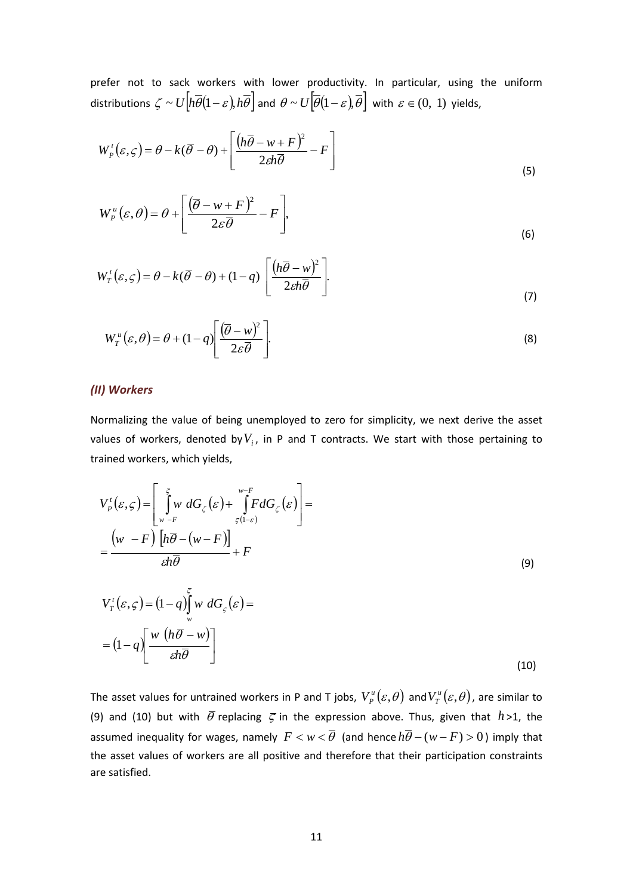prefer not to sack workers with lower productivity. In particular, using the uniform distributions $\zeta \sim U\left[h\overline{\theta}(1-\varepsilon), h\overline{\theta}\right]$ and $\theta \sim U\left[\overline{\theta}(1-\varepsilon), \overline{\theta}\right]$ with $\varepsilon \in (0,\ 1)$ yields,

$$W_P^t(\varepsilon, \varsigma) = \theta - k(\overline{\theta} - \theta) + \left[\frac{\left(h\overline{\theta} - w + F\right)^2}{2\varepsilon h\overline{\theta}} - F\right] \tag{5}$$

$$W_P^u(\varepsilon, \theta) = \theta + \left[\frac{\left(\overline{\theta} - w + F\right)^2}{2\varepsilon\overline{\theta}} - F\right], \tag{6}$$

$$W_T^t(\varepsilon, \varsigma) = \theta - k(\overline{\theta} - \theta) + (1-q)\left[\frac{\left(h\overline{\theta} - w\right)^2}{2\varepsilon h\overline{\theta}}\right]. \tag{7}$$

$$W_T^u(\varepsilon, \theta) = \theta + (1-q)\left[\frac{\left(\overline{\theta} - w\right)^2}{2\varepsilon\overline{\theta}}\right]. \tag{8}$$

### *(II) Workers*

Normalizing the value of being unemployed to zero for simplicity, we next derive the asset values of workers, denoted by $V_i$, in P and T contracts. We start with those pertaining to trained workers, which yields,

$$V_P^t(\varepsilon, \varsigma) = \left[\int_{w-F}^{\varsigma} w\ dG_{\varsigma}(\varepsilon) + \int_{\varsigma(1-\varepsilon)}^{w-F} F dG_{\varsigma}(\varepsilon)\right] = \\ = \frac{\left(w - F\right)\left[h\overline{\theta} - (w-F)\right]}{\varepsilon h\overline{\theta}} + F \tag{9}$$

$$V_T^t(\varepsilon, \varsigma) = (1-q)\int_{w}^{\varsigma} w\ dG_{\varsigma}(\varepsilon) = \\ = (1-q)\left[\frac{w\ \left(h\overline{\theta} - w\right)}{\varepsilon h\overline{\theta}}\right] \tag{10}$$

The asset values for untrained workers in P and T jobs, $V_P^u(\varepsilon, \theta)$ and $V_T^u(\varepsilon, \theta)$, are similar to (9) and (10) but with $\overline{\theta}$ replacing $\varsigma$ in the expression above. Thus, given that $h>1$, the assumed inequality for wages, namely $F < w < \overline{\theta}$ (and hence $h\overline{\theta} - (w-F) > 0$) imply that the asset values of workers are all positive and therefore that their participation constraints are satisfied.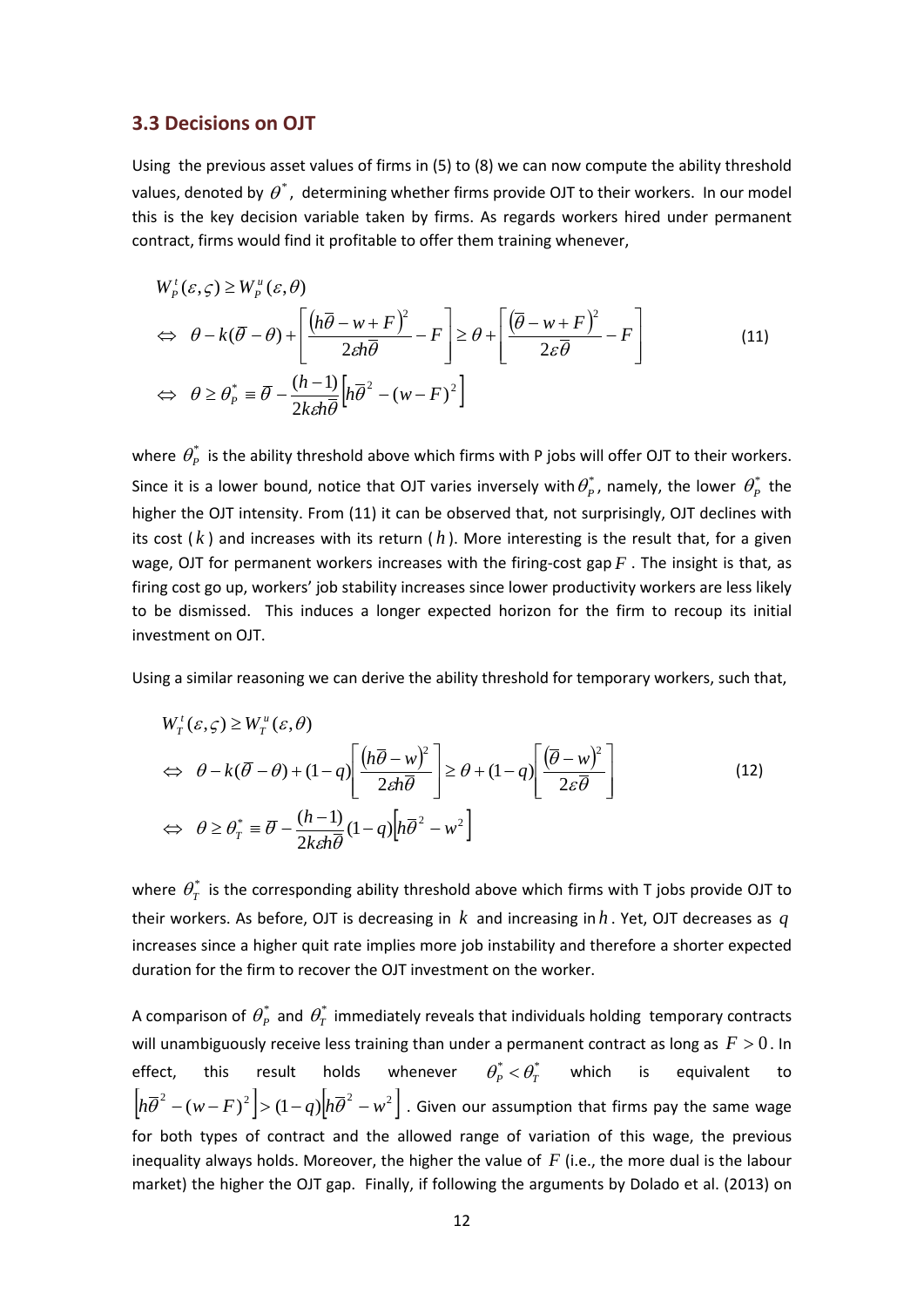### 3.3 Decisions on OJT

Using the previous asset values of firms in (5) to (8) we can now compute the ability threshold values, denoted by $\theta^*$, determining whether firms provide OJT to their workers. In our model this is the key decision variable taken by firms. As regards workers hired under permanent contract, firms would find it profitable to offer them training whenever,

$$
\begin{aligned}
& W_P^t(\varepsilon,\varsigma) \geq W_P^u(\varepsilon,\theta) \\
\Leftrightarrow \;\; & \theta - k(\overline{\theta}-\theta) + \left[\frac{\left(h\overline{\theta}-w+F\right)^2}{2\varepsilon h\overline{\theta}} - F\right] \geq \theta + \left[\frac{\left(\overline{\theta}-w+F\right)^2}{2\varepsilon\overline{\theta}} - F\right] \\
\Leftrightarrow \;\; & \theta \geq \theta_P^* \equiv \overline{\theta} - \frac{(h-1)}{2k\varepsilon h\overline{\theta}}\left[h\overline{\theta}^2 - (w-F)^2\right]
\end{aligned}
\tag{11}
$$

where $\theta_P^*$ is the ability threshold above which firms with P jobs will offer OJT to their workers. Since it is a lower bound, notice that OJT varies inversely with $\theta_P^*$, namely, the lower $\theta_P^*$ the higher the OJT intensity. From (11) it can be observed that, not surprisingly, OJT declines with its cost ($k$) and increases with its return ($h$). More interesting is the result that, for a given wage, OJT for permanent workers increases with the firing-cost gap $F$. The insight is that, as firing cost go up, workers' job stability increases since lower productivity workers are less likely to be dismissed. This induces a longer expected horizon for the firm to recoup its initial investment on OJT.

Using a similar reasoning we can derive the ability threshold for temporary workers, such that,

$$
\begin{aligned}
& W_T^t(\varepsilon,\varsigma) \geq W_T^u(\varepsilon,\theta) \\
\Leftrightarrow \;\; & \theta - k(\overline{\theta}-\theta) + (1-q)\left[\frac{\left(h\overline{\theta}-w\right)^2}{2\varepsilon h\overline{\theta}}\right] \geq \theta + (1-q)\left[\frac{\left(\overline{\theta}-w\right)^2}{2\varepsilon\overline{\theta}}\right] \\
\Leftrightarrow \;\; & \theta \geq \theta_T^* \equiv \overline{\theta} - \frac{(h-1)}{2k\varepsilon h\overline{\theta}}(1-q)\left[h\overline{\theta}^2 - w^2\right]
\end{aligned}
\tag{12}
$$

where $\theta_T^*$ is the corresponding ability threshold above which firms with T jobs provide OJT to their workers. As before, OJT is decreasing in $k$ and increasing in $h$. Yet, OJT decreases as $q$ increases since a higher quit rate implies more job instability and therefore a shorter expected duration for the firm to recover the OJT investment on the worker.

A comparison of $\theta_P^*$ and $\theta_T^*$ immediately reveals that individuals holding temporary contracts will unambiguously receive less training than under a permanent contract as long as $F > 0$. In effect, this result holds whenever $\theta_P^* < \theta_T^*$ which is equivalent to $\left[h\overline{\theta}^2 - (w-F)^2\right] > (1-q)\left[h\overline{\theta}^2 - w^2\right]$. Given our assumption that firms pay the same wage for both types of contract and the allowed range of variation of this wage, the previous inequality always holds. Moreover, the higher the value of $F$ (i.e., the more dual is the labour market) the higher the OJT gap. Finally, if following the arguments by Dolado et al. (2013) on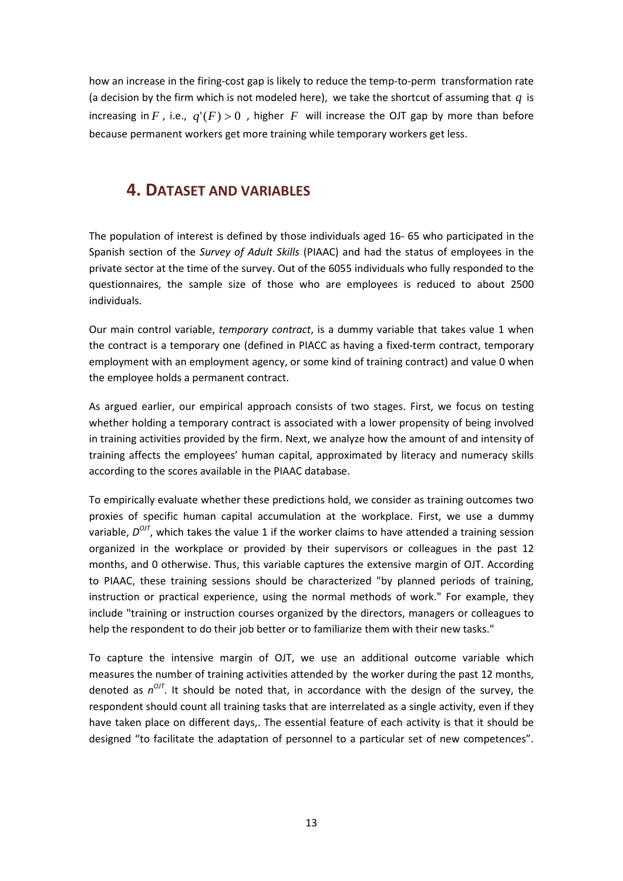how an increase in the firing-cost gap is likely to reduce the temp-to-perm transformation rate (a decision by the firm which is not modeled here), we take the shortcut of assuming that $q$ is increasing in $F$, i.e., $q'(F) > 0$, higher $F$ will increase the OJT gap by more than before because permanent workers get more training while temporary workers get less.

## 4. DATASET AND VARIABLES

The population of interest is defined by those individuals aged 16- 65 who participated in the Spanish section of the *Survey of Adult Skills* (PIAAC) and had the status of employees in the private sector at the time of the survey. Out of the 6055 individuals who fully responded to the questionnaires, the sample size of those who are employees is reduced to about 2500 individuals.

Our main control variable, *temporary contract*, is a dummy variable that takes value 1 when the contract is a temporary one (defined in PIACC as having a fixed-term contract, temporary employment with an employment agency, or some kind of training contract) and value 0 when the employee holds a permanent contract.

As argued earlier, our empirical approach consists of two stages. First, we focus on testing whether holding a temporary contract is associated with a lower propensity of being involved in training activities provided by the firm. Next, we analyze how the amount of and intensity of training affects the employees' human capital, approximated by literacy and numeracy skills according to the scores available in the PIAAC database.

To empirically evaluate whether these predictions hold, we consider as training outcomes two proxies of specific human capital accumulation at the workplace. First, we use a dummy variable, $D^{OJT}$, which takes the value 1 if the worker claims to have attended a training session organized in the workplace or provided by their supervisors or colleagues in the past 12 months, and 0 otherwise. Thus, this variable captures the extensive margin of OJT. According to PIAAC, these training sessions should be characterized "by planned periods of training, instruction or practical experience, using the normal methods of work." For example, they include "training or instruction courses organized by the directors, managers or colleagues to help the respondent to do their job better or to familiarize them with their new tasks."

To capture the intensive margin of OJT, we use an additional outcome variable which measures the number of training activities attended by the worker during the past 12 months, denoted as $n^{OJT}$. It should be noted that, in accordance with the design of the survey, the respondent should count all training tasks that are interrelated as a single activity, even if they have taken place on different days,. The essential feature of each activity is that it should be designed "to facilitate the adaptation of personnel to a particular set of new competences".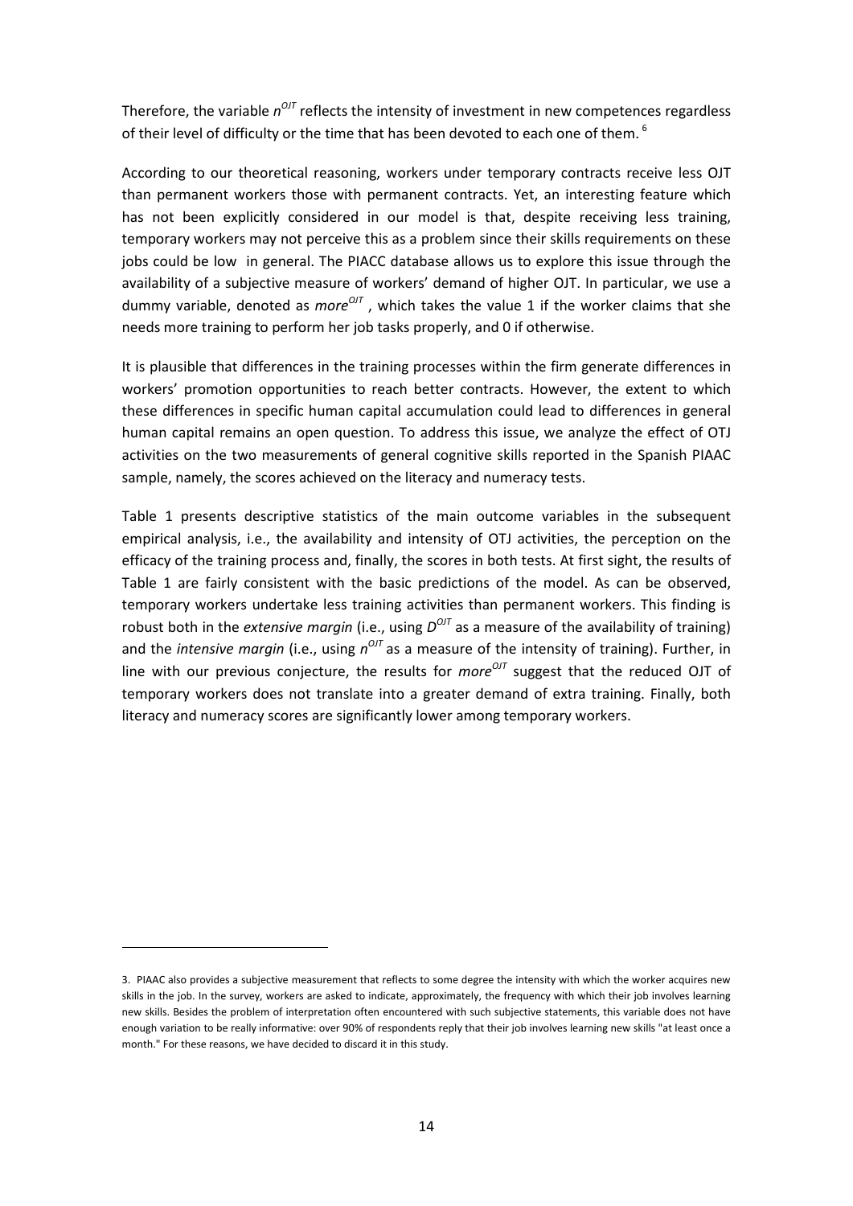Therefore, the variable $n^{OJT}$ reflects the intensity of investment in new competences regardless of their level of difficulty or the time that has been devoted to each one of them. [6]

According to our theoretical reasoning, workers under temporary contracts receive less OJT than permanent workers those with permanent contracts. Yet, an interesting feature which has not been explicitly considered in our model is that, despite receiving less training, temporary workers may not perceive this as a problem since their skills requirements on these jobs could be low in general. The PIACC database allows us to explore this issue through the availability of a subjective measure of workers' demand of higher OJT. In particular, we use a dummy variable, denoted as $more^{OJT}$ , which takes the value 1 if the worker claims that she needs more training to perform her job tasks properly, and 0 if otherwise.

It is plausible that differences in the training processes within the firm generate differences in workers' promotion opportunities to reach better contracts. However, the extent to which these differences in specific human capital accumulation could lead to differences in general human capital remains an open question. To address this issue, we analyze the effect of OTJ activities on the two measurements of general cognitive skills reported in the Spanish PIAAC sample, namely, the scores achieved on the literacy and numeracy tests.

Table 1 presents descriptive statistics of the main outcome variables in the subsequent empirical analysis, i.e., the availability and intensity of OTJ activities, the perception on the efficacy of the training process and, finally, the scores in both tests. At first sight, the results of Table 1 are fairly consistent with the basic predictions of the model. As can be observed, temporary workers undertake less training activities than permanent workers. This finding is robust both in the *extensive margin* (i.e., using $D^{OJT}$ as a measure of the availability of training) and the *intensive margin* (i.e., using $n^{OJT}$ as a measure of the intensity of training). Further, in line with our previous conjecture, the results for $more^{OJT}$ suggest that the reduced OJT of temporary workers does not translate into a greater demand of extra training. Finally, both literacy and numeracy scores are significantly lower among temporary workers.

3. PIAAC also provides a subjective measurement that reflects to some degree the intensity with which the worker acquires new skills in the job. In the survey, workers are asked to indicate, approximately, the frequency with which their job involves learning new skills. Besides the problem of interpretation often encountered with such subjective statements, this variable does not have enough variation to be really informative: over 90% of respondents reply that their job involves learning new skills "at least once a month." For these reasons, we have decided to discard it in this study.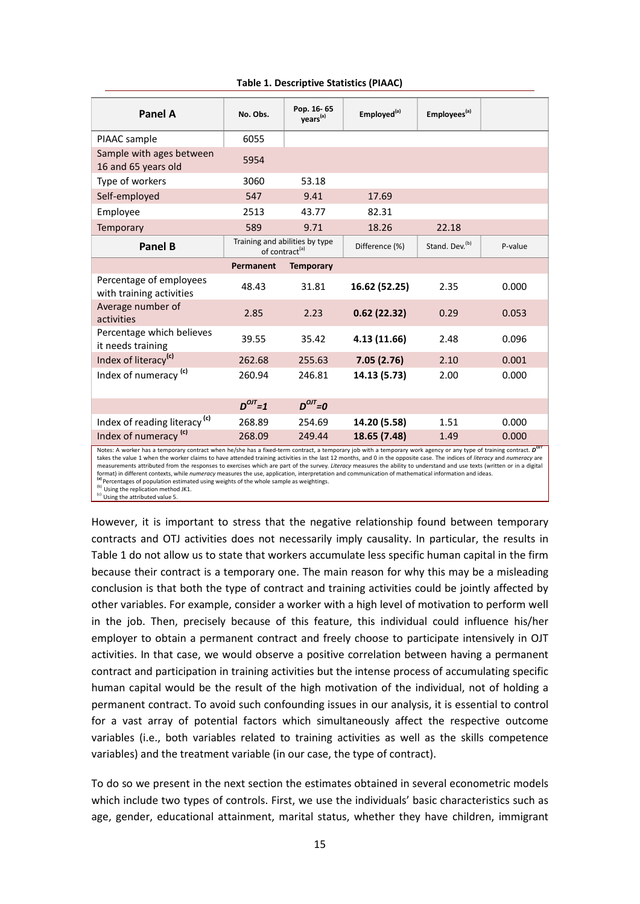**Table 1. Descriptive Statistics (PIAAC)**

| Panel A | No. Obs. | Pop. 16- 65 years[(a)] | Employed[(a)] | Employees[(a)] | |
|---|---|---|---|---|---|
| PIAAC sample | 6055 | | | | |
| Sample with ages between 16 and 65 years old | 5954 | | | | |
| Type of workers | 3060 | 53.18 | | | |
| Self-employed | 547 | 9.41 | 17.69 | | |
| Employee | 2513 | 43.77 | 82.31 | | |
| Temporary | 589 | 9.71 | 18.26 | 22.18 | |
| **Panel B** | Training and abilities by type of contract[(a)] | | Difference (%) | Stand. Dev.[(b)] | P-value |
| | **Permanent** | **Temporary** | | | |
| Percentage of employees with training activities | 48.43 | 31.81 | **16.62 (52.25)** | 2.35 | 0.000 |
| Average number of activities | 2.85 | 2.23 | **0.62 (22.32)** | 0.29 | 0.053 |
| Percentage which believes it needs training | 39.55 | 35.42 | **4.13 (11.66)** | 2.48 | 0.096 |
| Index of literacy[(c)] | 262.68 | 255.63 | **7.05 (2.76)** | 2.10 | 0.001 |
| Index of numeracy [(c)] | 260.94 | 246.81 | **14.13 (5.73)** | 2.00 | 0.000 |
| | $D^{OJT}=1$ | $D^{OJT}=0$ | | | |
| Index of reading literacy [(c)] | 268.89 | 254.69 | **14.20 (5.58)** | 1.51 | 0.000 |
| Index of numeracy [(c)] | 268.09 | 249.44 | **18.65 (7.48)** | 1.49 | 0.000 |

Notes: A worker has a temporary contract when he/she has a fixed-term contract, a temporary job with a temporary work agency or any type of training contract. $D^{OJT}$ takes the value 1 when the worker claims to have attended training activities in the last 12 months, and 0 in the opposite case. The indices of *literacy* and *numeracy* are measurements attributed from the responses to exercises which are part of the survey. *Literacy* measures the ability to understand and use texts (written or in a digital format) in different contexts, while *numeracy* measures the use, application, interpretation and communication of mathematical information and ideas.
[(a)] Percentages of population estimated using weights of the whole sample as weightings.
[(b)] Using the replication method JK1.
[(c)] Using the attributed value 5.

However, it is important to stress that the negative relationship found between temporary contracts and OTJ activities does not necessarily imply causality. In particular, the results in Table 1 do not allow us to state that workers accumulate less specific human capital in the firm because their contract is a temporary one. The main reason for why this may be a misleading conclusion is that both the type of contract and training activities could be jointly affected by other variables. For example, consider a worker with a high level of motivation to perform well in the job. Then, precisely because of this feature, this individual could influence his/her employer to obtain a permanent contract and freely choose to participate intensively in OJT activities. In that case, we would observe a positive correlation between having a permanent contract and participation in training activities but the intense process of accumulating specific human capital would be the result of the high motivation of the individual, not of holding a permanent contract. To avoid such confounding issues in our analysis, it is essential to control for a vast array of potential factors which simultaneously affect the respective outcome variables (i.e., both variables related to training activities as well as the skills competence variables) and the treatment variable (in our case, the type of contract).

To do so we present in the next section the estimates obtained in several econometric models which include two types of controls. First, we use the individuals' basic characteristics such as age, gender, educational attainment, marital status, whether they have children, immigrant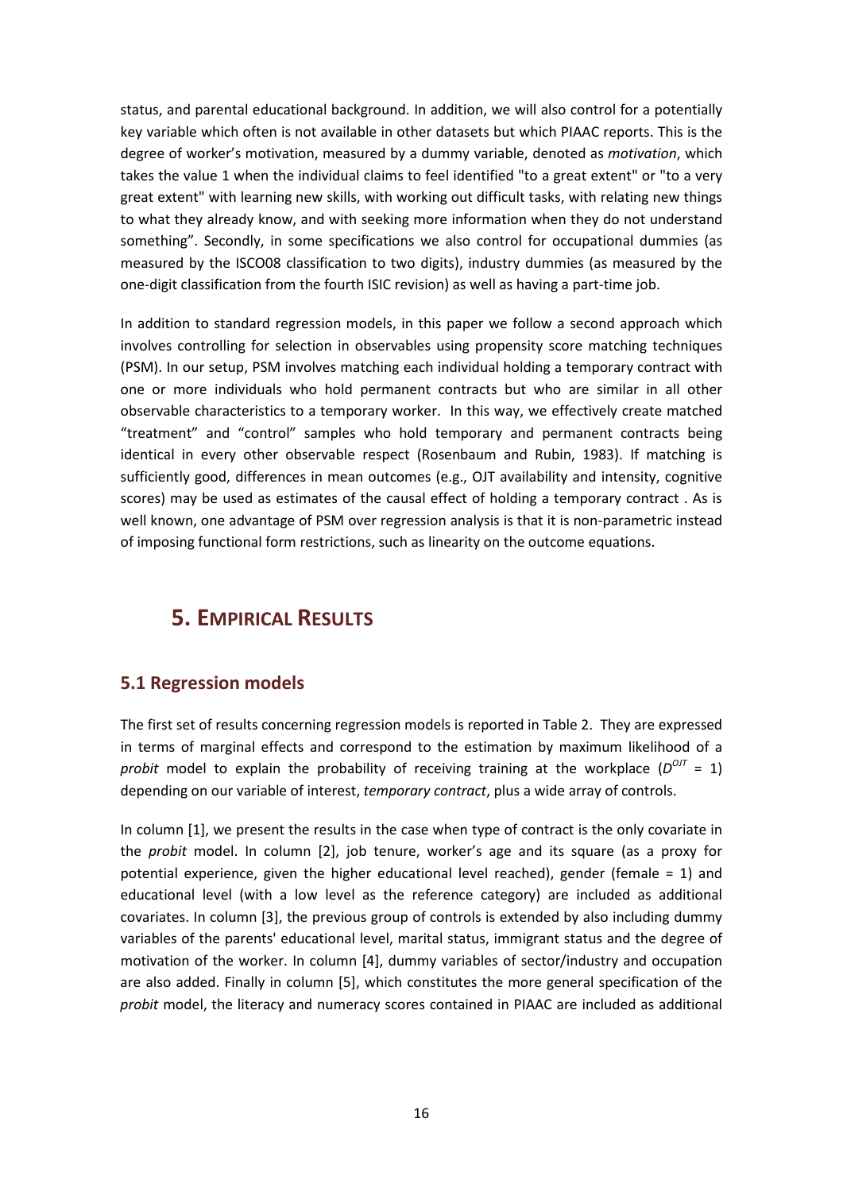status, and parental educational background. In addition, we will also control for a potentially key variable which often is not available in other datasets but which PIAAC reports. This is the degree of worker's motivation, measured by a dummy variable, denoted as *motivation*, which takes the value 1 when the individual claims to feel identified "to a great extent" or "to a very great extent" with learning new skills, with working out difficult tasks, with relating new things to what they already know, and with seeking more information when they do not understand something". Secondly, in some specifications we also control for occupational dummies (as measured by the ISCO08 classification to two digits), industry dummies (as measured by the one-digit classification from the fourth ISIC revision) as well as having a part-time job.

In addition to standard regression models, in this paper we follow a second approach which involves controlling for selection in observables using propensity score matching techniques (PSM). In our setup, PSM involves matching each individual holding a temporary contract with one or more individuals who hold permanent contracts but who are similar in all other observable characteristics to a temporary worker. In this way, we effectively create matched "treatment" and "control" samples who hold temporary and permanent contracts being identical in every other observable respect (Rosenbaum and Rubin, 1983). If matching is sufficiently good, differences in mean outcomes (e.g., OJT availability and intensity, cognitive scores) may be used as estimates of the causal effect of holding a temporary contract . As is well known, one advantage of PSM over regression analysis is that it is non-parametric instead of imposing functional form restrictions, such as linearity on the outcome equations.

# 5. EMPIRICAL RESULTS

## 5.1 Regression models

The first set of results concerning regression models is reported in Table 2. They are expressed in terms of marginal effects and correspond to the estimation by maximum likelihood of a *probit* model to explain the probability of receiving training at the workplace ($D^{OJT}$ = 1) depending on our variable of interest, *temporary contract*, plus a wide array of controls.

In column [1], we present the results in the case when type of contract is the only covariate in the *probit* model. In column [2], job tenure, worker's age and its square (as a proxy for potential experience, given the higher educational level reached), gender (female = 1) and educational level (with a low level as the reference category) are included as additional covariates. In column [3], the previous group of controls is extended by also including dummy variables of the parents' educational level, marital status, immigrant status and the degree of motivation of the worker. In column [4], dummy variables of sector/industry and occupation are also added. Finally in column [5], which constitutes the more general specification of the *probit* model, the literacy and numeracy scores contained in PIAAC are included as additional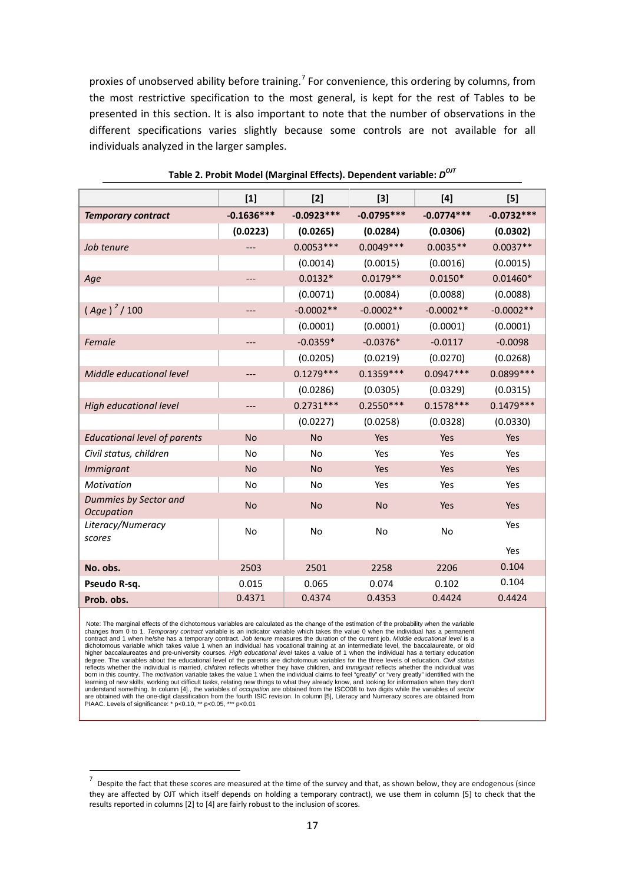proxies of unobserved ability before training.[7] For convenience, this ordering by columns, from the most restrictive specification to the most general, is kept for the rest of Tables to be presented in this section. It is also important to note that the number of observations in the different specifications varies slightly because some controls are not available for all individuals analyzed in the larger samples.

**Table 2. Probit Model (Marginal Effects). Dependent variable: $D^{OJT}$**

| | [1] | [2] | [3] | [4] | [5] |
|---|---|---|---|---|---|
| ***Temporary contract*** | **-0.1636\*\*\*** | **-0.0923\*\*\*** | **-0.0795\*\*\*** | **-0.0774\*\*\*** | **-0.0732\*\*\*** |
| | **(0.0223)** | **(0.0265)** | **(0.0284)** | **(0.0306)** | **(0.0302)** |
| *Job tenure* | --- | 0.0053\*\*\* | 0.0049\*\*\* | 0.0035\*\* | 0.0037\*\* |
| | | (0.0014) | (0.0015) | (0.0016) | (0.0015) |
| *Age* | --- | 0.0132\* | 0.0179\*\* | 0.0150\* | 0.01460\* |
| | | (0.0071) | (0.0084) | (0.0088) | (0.0088) |
| $(Age)^2 / 100$ | --- | -0.0002\*\* | -0.0002\*\* | -0.0002\*\* | -0.0002\*\* |
| | | (0.0001) | (0.0001) | (0.0001) | (0.0001) |
| *Female* | --- | -0.0359\* | -0.0376\* | -0.0117 | -0.0098 |
| | | (0.0205) | (0.0219) | (0.0270) | (0.0268) |
| *Middle educational level* | --- | 0.1279\*\*\* | 0.1359\*\*\* | 0.0947\*\*\* | 0.0899\*\*\* |
| | | (0.0286) | (0.0305) | (0.0329) | (0.0315) |
| *High educational level* | --- | 0.2731\*\*\* | 0.2550\*\*\* | 0.1578\*\*\* | 0.1479\*\*\* |
| | | (0.0227) | (0.0258) | (0.0328) | (0.0330) |
| *Educational level of parents* | No | No | Yes | Yes | Yes |
| *Civil status, children* | No | No | Yes | Yes | Yes |
| *Immigrant* | No | No | Yes | Yes | Yes |
| *Motivation* | No | No | Yes | Yes | Yes |
| *Dummies by Sector and Occupation* | No | No | No | Yes | Yes |
| *Literacy/Numeracy scores* | No | No | No | No | Yes |
| | | | | | Yes |
| **No. obs.** | 2503 | 2501 | 2258 | 2206 | 0.104 |
| **Pseudo R-sq.** | 0.015 | 0.065 | 0.074 | 0.102 | 0.104 |
| **Prob. obs.** | 0.4371 | 0.4374 | 0.4353 | 0.4424 | 0.4424 |

Note: The marginal effects of the dichotomous variables are calculated as the change of the estimation of the probability when the variable changes from 0 to 1. *Temporary contract* variable is an indicator variable which takes the value 0 when the individual has a permanent contract and 1 when he/she has a temporary contract. *Job tenure* measures the duration of the current job. *Middle educational level* is a dichotomous variable which takes value 1 when an individual has vocational training at an intermediate level, the baccalaureate, or old higher baccalaureates and pre-university courses. *High educational level* takes a value of 1 when the individual has a tertiary education degree. The variables about the educational level of the parents are dichotomous variables for the three levels of education. *Civil status* reflects whether the individual is married, *children* reflects whether they have children, and *immigrant* reflects whether the individual was born in this country. The *motivation* variable takes the value 1 when the individual claims to feel "greatly" or "very greatly" identified with the learning of new skills, working out difficult tasks, relating new things to what they already know, and looking for information when they don't understand something. In column [4]., the variables of *occupation* are obtained from the ISCO08 to two digits while the variables of *sector* are obtained with the one-digit classification from the fourth ISIC revision. In column [5], Literacy and Numeracy scores are obtained from PIAAC. Levels of significance: * p<0.10, ** p<0.05, *** p<0.01

[7] Despite the fact that these scores are measured at the time of the survey and that, as shown below, they are endogenous (since they are affected by OJT which itself depends on holding a temporary contract), we use them in column [5] to check that the results reported in columns [2] to [4] are fairly robust to the inclusion of scores.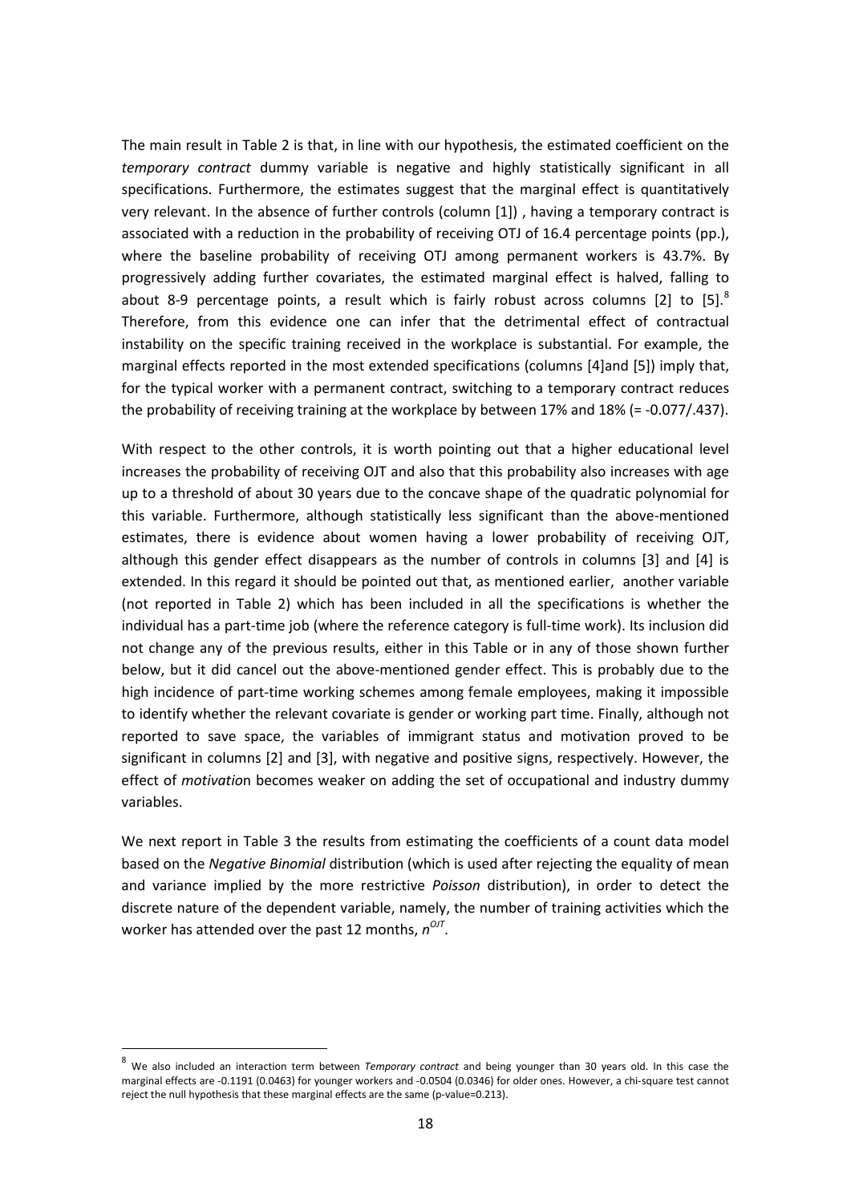The main result in Table 2 is that, in line with our hypothesis, the estimated coefficient on the *temporary contract* dummy variable is negative and highly statistically significant in all specifications. Furthermore, the estimates suggest that the marginal effect is quantitatively very relevant. In the absence of further controls (column [1]) , having a temporary contract is associated with a reduction in the probability of receiving OTJ of 16.4 percentage points (pp.), where the baseline probability of receiving OTJ among permanent workers is 43.7%. By progressively adding further covariates, the estimated marginal effect is halved, falling to about 8-9 percentage points, a result which is fairly robust across columns [2] to [5].[8] Therefore, from this evidence one can infer that the detrimental effect of contractual instability on the specific training received in the workplace is substantial. For example, the marginal effects reported in the most extended specifications (columns [4]and [5]) imply that, for the typical worker with a permanent contract, switching to a temporary contract reduces the probability of receiving training at the workplace by between 17% and 18% (= -0.077/.437).

With respect to the other controls, it is worth pointing out that a higher educational level increases the probability of receiving OJT and also that this probability also increases with age up to a threshold of about 30 years due to the concave shape of the quadratic polynomial for this variable. Furthermore, although statistically less significant than the above-mentioned estimates, there is evidence about women having a lower probability of receiving OJT, although this gender effect disappears as the number of controls in columns [3] and [4] is extended. In this regard it should be pointed out that, as mentioned earlier, another variable (not reported in Table 2) which has been included in all the specifications is whether the individual has a part-time job (where the reference category is full-time work). Its inclusion did not change any of the previous results, either in this Table or in any of those shown further below, but it did cancel out the above-mentioned gender effect. This is probably due to the high incidence of part-time working schemes among female employees, making it impossible to identify whether the relevant covariate is gender or working part time. Finally, although not reported to save space, the variables of immigrant status and motivation proved to be significant in columns [2] and [3], with negative and positive signs, respectively. However, the effect of *motivation* becomes weaker on adding the set of occupational and industry dummy variables.

We next report in Table 3 the results from estimating the coefficients of a count data model based on the *Negative Binomial* distribution (which is used after rejecting the equality of mean and variance implied by the more restrictive *Poisson* distribution), in order to detect the discrete nature of the dependent variable, namely, the number of training activities which the worker has attended over the past 12 months, $n^{OJT}$.

[8] We also included an interaction term between *Temporary contract* and being younger than 30 years old. In this case the marginal effects are -0.1191 (0.0463) for younger workers and -0.0504 (0.0346) for older ones. However, a chi-square test cannot reject the null hypothesis that these marginal effects are the same (p-value=0.213).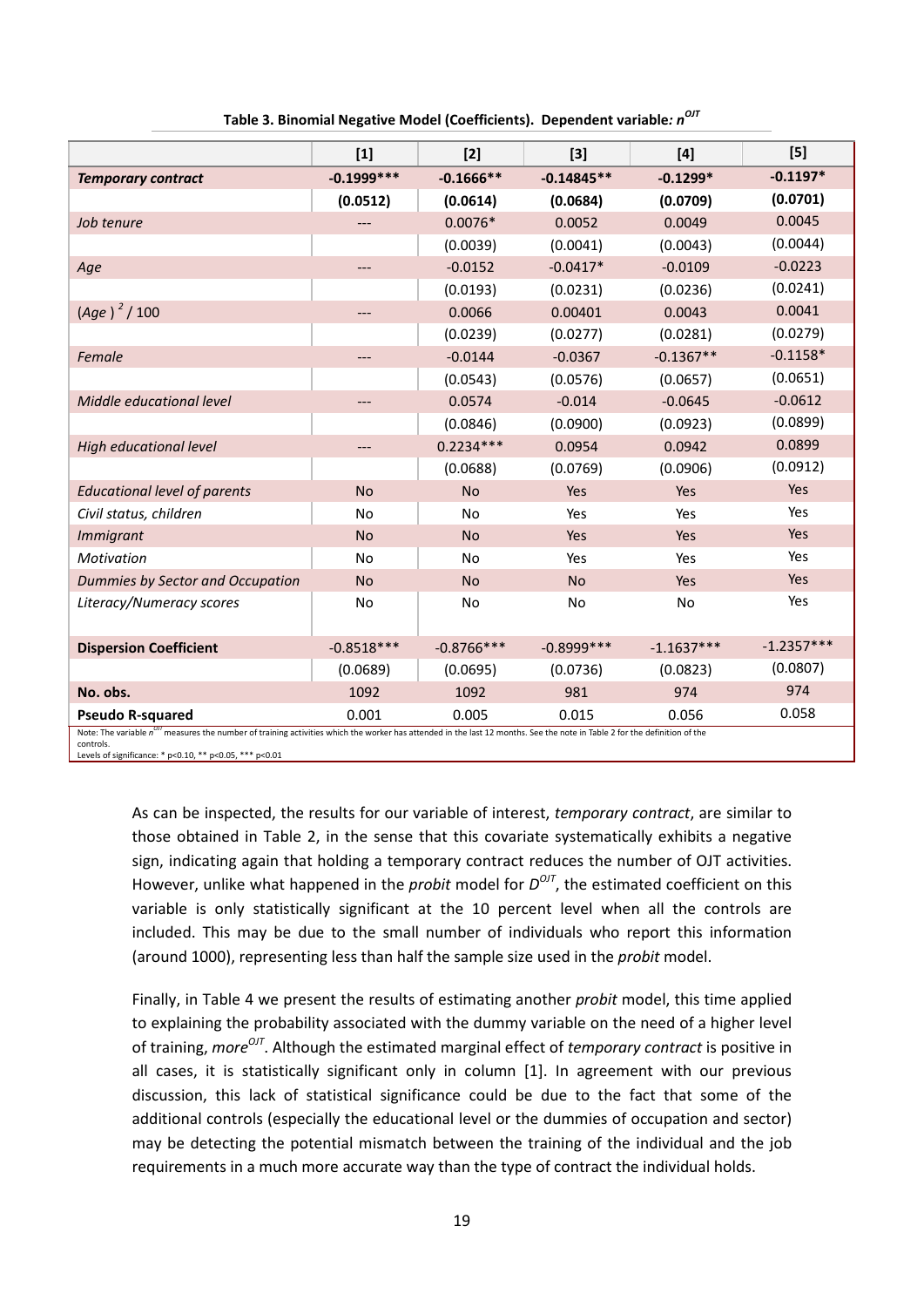**Table 3. Binomial Negative Model (Coefficients). Dependent variable: $n^{OJT}$**

| | [1] | [2] | [3] | [4] | [5] |
|---|---|---|---|---|---|
| ***Temporary contract*** | **-0.1999\*\*\*** | **-0.1666\*\*** | **-0.14845\*\*** | **-0.1299\*** | **-0.1197\*** |
| | **(0.0512)** | **(0.0614)** | **(0.0684)** | **(0.0709)** | **(0.0701)** |
| *Job tenure* | --- | 0.0076\* | 0.0052 | 0.0049 | 0.0045 |
| | | (0.0039) | (0.0041) | (0.0043) | (0.0044) |
| *Age* | --- | -0.0152 | -0.0417\* | -0.0109 | -0.0223 |
| | | (0.0193) | (0.0231) | (0.0236) | (0.0241) |
| $(Age)^2 / 100$ | --- | 0.0066 | 0.00401 | 0.0043 | 0.0041 |
| | | (0.0239) | (0.0277) | (0.0281) | (0.0279) |
| *Female* | --- | -0.0144 | -0.0367 | -0.1367\*\* | -0.1158\* |
| | | (0.0543) | (0.0576) | (0.0657) | (0.0651) |
| *Middle educational level* | --- | 0.0574 | -0.014 | -0.0645 | -0.0612 |
| | | (0.0846) | (0.0900) | (0.0923) | (0.0899) |
| *High educational level* | --- | 0.2234\*\*\* | 0.0954 | 0.0942 | 0.0899 |
| | | (0.0688) | (0.0769) | (0.0906) | (0.0912) |
| *Educational level of parents* | No | No | Yes | Yes | Yes |
| *Civil status, children* | No | No | Yes | Yes | Yes |
| *Immigrant* | No | No | Yes | Yes | Yes |
| *Motivation* | No | No | Yes | Yes | Yes |
| *Dummies by Sector and Occupation* | No | No | No | Yes | Yes |
| *Literacy/Numeracy scores* | No | No | No | No | Yes |
| **Dispersion Coefficient** | -0.8518\*\*\* | -0.8766\*\*\* | -0.8999\*\*\* | -1.1637\*\*\* | -1.2357\*\*\* |
| | (0.0689) | (0.0695) | (0.0736) | (0.0823) | (0.0807) |
| **No. obs.** | 1092 | 1092 | 981 | 974 | 974 |
| **Pseudo R-squared** | 0.001 | 0.005 | 0.015 | 0.056 | 0.058 |

Note: The variable $n^{OJT}$ measures the number of training activities which the worker has attended in the last 12 months. See the note in Table 2 for the definition of the controls.
Levels of significance: \* p<0.10, \*\* p<0.05, \*\*\* p<0.01

As can be inspected, the results for our variable of interest, *temporary contract*, are similar to those obtained in Table 2, in the sense that this covariate systematically exhibits a negative sign, indicating again that holding a temporary contract reduces the number of OJT activities. However, unlike what happened in the *probit* model for $D^{OJT}$, the estimated coefficient on this variable is only statistically significant at the 10 percent level when all the controls are included. This may be due to the small number of individuals who report this information (around 1000), representing less than half the sample size used in the *probit* model.

Finally, in Table 4 we present the results of estimating another *probit* model, this time applied to explaining the probability associated with the dummy variable on the need of a higher level of training, $more^{OJT}$. Although the estimated marginal effect of *temporary contract* is positive in all cases, it is statistically significant only in column [1]. In agreement with our previous discussion, this lack of statistical significance could be due to the fact that some of the additional controls (especially the educational level or the dummies of occupation and sector) may be detecting the potential mismatch between the training of the individual and the job requirements in a much more accurate way than the type of contract the individual holds.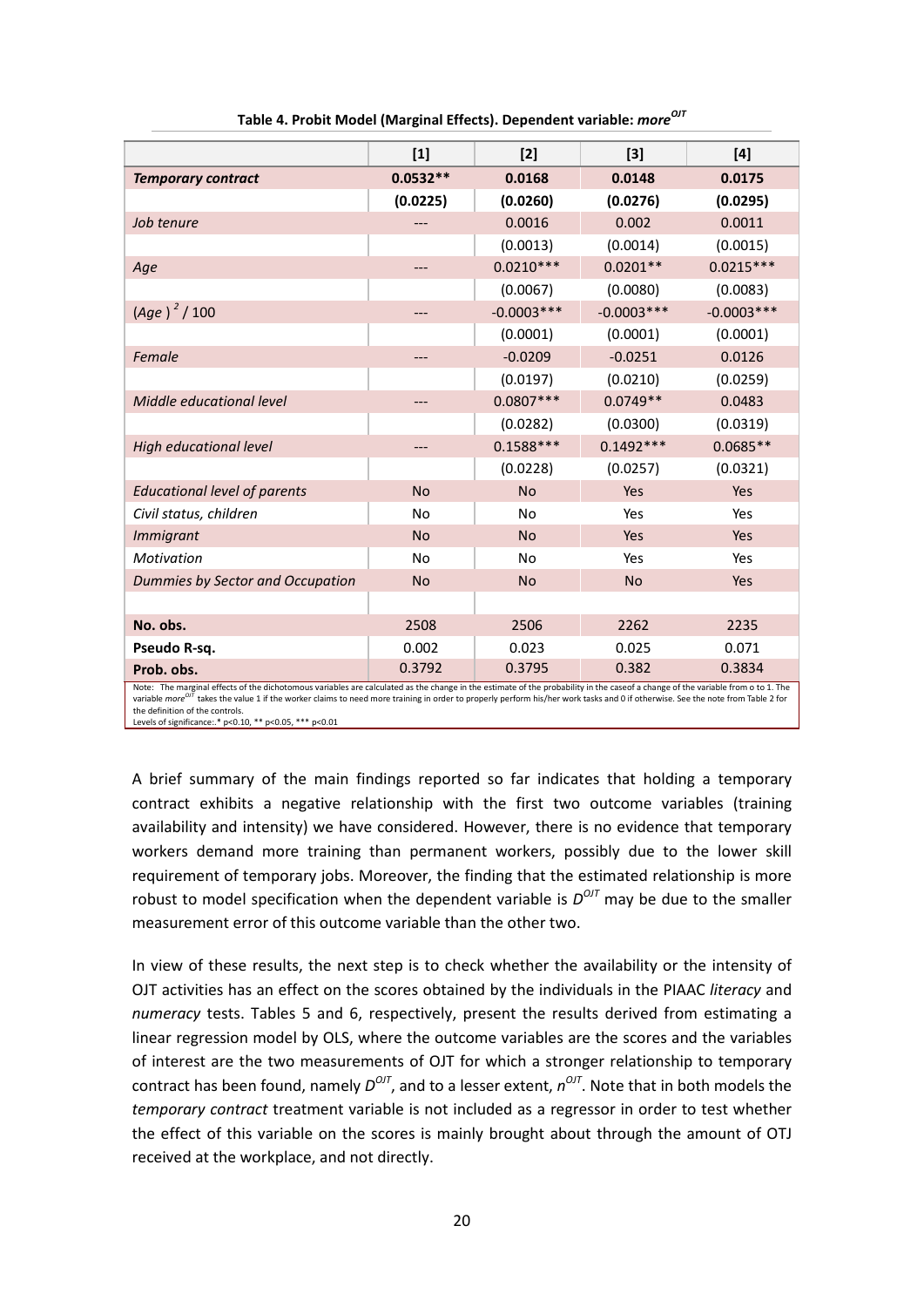**Table 4. Probit Model (Marginal Effects). Dependent variable: *more*$^{OJT}$**

| | [1] | [2] | [3] | [4] |
|---|---|---|---|---|
| ***Temporary contract*** | **0.0532\*\*** | **0.0168** | **0.0148** | **0.0175** |
| | **(0.0225)** | **(0.0260)** | **(0.0276)** | **(0.0295)** |
| *Job tenure* | --- | 0.0016 | 0.002 | 0.0011 |
| | | (0.0013) | (0.0014) | (0.0015) |
| *Age* | --- | 0.0210*** | 0.0201** | 0.0215*** |
| | | (0.0067) | (0.0080) | (0.0083) |
| $(Age)^2 / 100$ | --- | -0.0003*** | -0.0003*** | -0.0003*** |
| | | (0.0001) | (0.0001) | (0.0001) |
| *Female* | --- | -0.0209 | -0.0251 | 0.0126 |
| | | (0.0197) | (0.0210) | (0.0259) |
| *Middle educational level* | --- | 0.0807*** | 0.0749** | 0.0483 |
| | | (0.0282) | (0.0300) | (0.0319) |
| *High educational level* | --- | 0.1588*** | 0.1492*** | 0.0685** |
| | | (0.0228) | (0.0257) | (0.0321) |
| *Educational level of parents* | No | No | Yes | Yes |
| *Civil status, children* | No | No | Yes | Yes |
| *Immigrant* | No | No | Yes | Yes |
| *Motivation* | No | No | Yes | Yes |
| *Dummies by Sector and Occupation* | No | No | No | Yes |
| | | | | |
| **No. obs.** | 2508 | 2506 | 2262 | 2235 |
| **Pseudo R-sq.** | 0.002 | 0.023 | 0.025 | 0.071 |
| **Prob. obs.** | 0.3792 | 0.3795 | 0.382 | 0.3834 |

Note: The marginal effects of the dichotomous variables are calculated as the change in the estimate of the probability in the caseof a change of the variable from o to 1. The variable *more*$^{OJT}$ takes the value 1 if the worker claims to need more training in order to properly perform his/her work tasks and 0 if otherwise. See the note from Table 2 for the definition of the controls.
Levels of significance:.* p<0.10, ** p<0.05, *** p<0.01

A brief summary of the main findings reported so far indicates that holding a temporary contract exhibits a negative relationship with the first two outcome variables (training availability and intensity) we have considered. However, there is no evidence that temporary workers demand more training than permanent workers, possibly due to the lower skill requirement of temporary jobs. Moreover, the finding that the estimated relationship is more robust to model specification when the dependent variable is $D^{OJT}$ may be due to the smaller measurement error of this outcome variable than the other two.

In view of these results, the next step is to check whether the availability or the intensity of OJT activities has an effect on the scores obtained by the individuals in the PIAAC *literacy* and *numeracy* tests. Tables 5 and 6, respectively, present the results derived from estimating a linear regression model by OLS, where the outcome variables are the scores and the variables of interest are the two measurements of OJT for which a stronger relationship to temporary contract has been found, namely $D^{OJT}$, and to a lesser extent, $n^{OJT}$. Note that in both models the *temporary contract* treatment variable is not included as a regressor in order to test whether the effect of this variable on the scores is mainly brought about through the amount of OTJ received at the workplace, and not directly.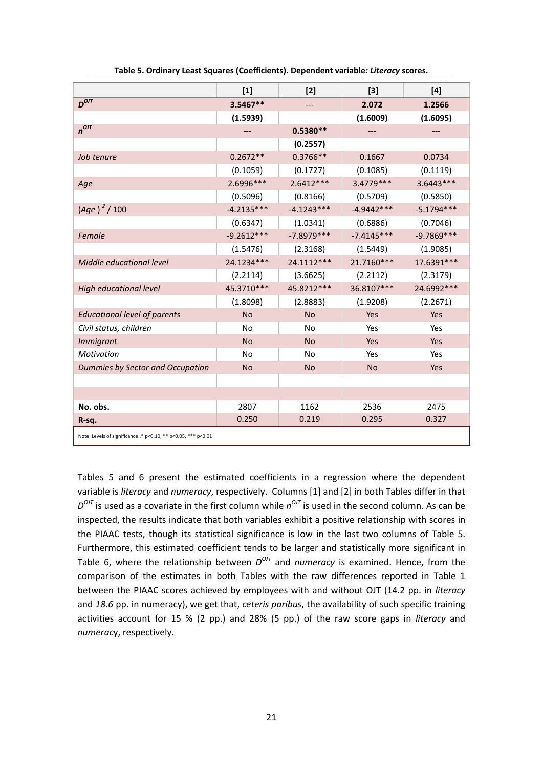**Table 5. Ordinary Least Squares (Coefficients). Dependent variable: *Literacy* scores.**

| | [1] | [2] | [3] | [4] |
|---|---|---|---|---|
| $D^{OJT}$ | **3.5467\*\*** | --- | **2.072** | **1.2566** |
| | **(1.5939)** | | **(1.6009)** | **(1.6095)** |
| $n^{OJT}$ | --- | **0.5380\*\*** | --- | --- |
| | | **(0.2557)** | | |
| *Job tenure* | 0.2672** | 0.3766** | 0.1667 | 0.0734 |
| | (0.1059) | (0.1727) | (0.1085) | (0.1119) |
| *Age* | 2.6996*** | 2.6412*** | 3.4779*** | 3.6443*** |
| | (0.5096) | (0.8166) | (0.5709) | (0.5850) |
| $(Age)^2 / 100$ | -4.2135*** | -4.1243*** | -4.9442*** | -5.1794*** |
| | (0.6347) | (1.0341) | (0.6886) | (0.7046) |
| *Female* | -9.2612*** | -7.8979*** | -7.4145*** | -9.7869*** |
| | (1.5476) | (2.3168) | (1.5449) | (1.9085) |
| *Middle educational level* | 24.1234*** | 24.1112*** | 21.7160*** | 17.6391*** |
| | (2.2114) | (3.6625) | (2.2112) | (2.3179) |
| *High educational level* | 45.3710*** | 45.8212*** | 36.8107*** | 24.6992*** |
| | (1.8098) | (2.8883) | (1.9208) | (2.2671) |
| *Educational level of parents* | No | No | Yes | Yes |
| *Civil status, children* | No | No | Yes | Yes |
| *Immigrant* | No | No | Yes | Yes |
| *Motivation* | No | No | Yes | Yes |
| *Dummies by Sector and Occupation* | No | No | No | Yes |
| **No. obs.** | 2807 | 1162 | 2536 | 2475 |
| **R-sq.** | 0.250 | 0.219 | 0.295 | 0.327 |

Note: Levels of significance: * p<0.10, ** p<0.05, *** p<0.01

Tables 5 and 6 present the estimated coefficients in a regression where the dependent variable is *literacy* and *numeracy*, respectively. Columns [1] and [2] in both Tables differ in that $D^{OJT}$ is used as a covariate in the first column while $n^{OJT}$ is used in the second column. As can be inspected, the results indicate that both variables exhibit a positive relationship with scores in the PIAAC tests, though its statistical significance is low in the last two columns of Table 5. Furthermore, this estimated coefficient tends to be larger and statistically more significant in Table 6, where the relationship between $D^{OJT}$ and *numeracy* is examined. Hence, from the comparison of the estimates in both Tables with the raw differences reported in Table 1 between the PIAAC scores achieved by employees with and without OJT (14.2 pp. in *literacy* and *18.6* pp. in numeracy), we get that, *ceteris paribus*, the availability of such specific training activities account for 15 % (2 pp.) and 28% (5 pp.) of the raw score gaps in *literacy* and *numeracy*, respectively.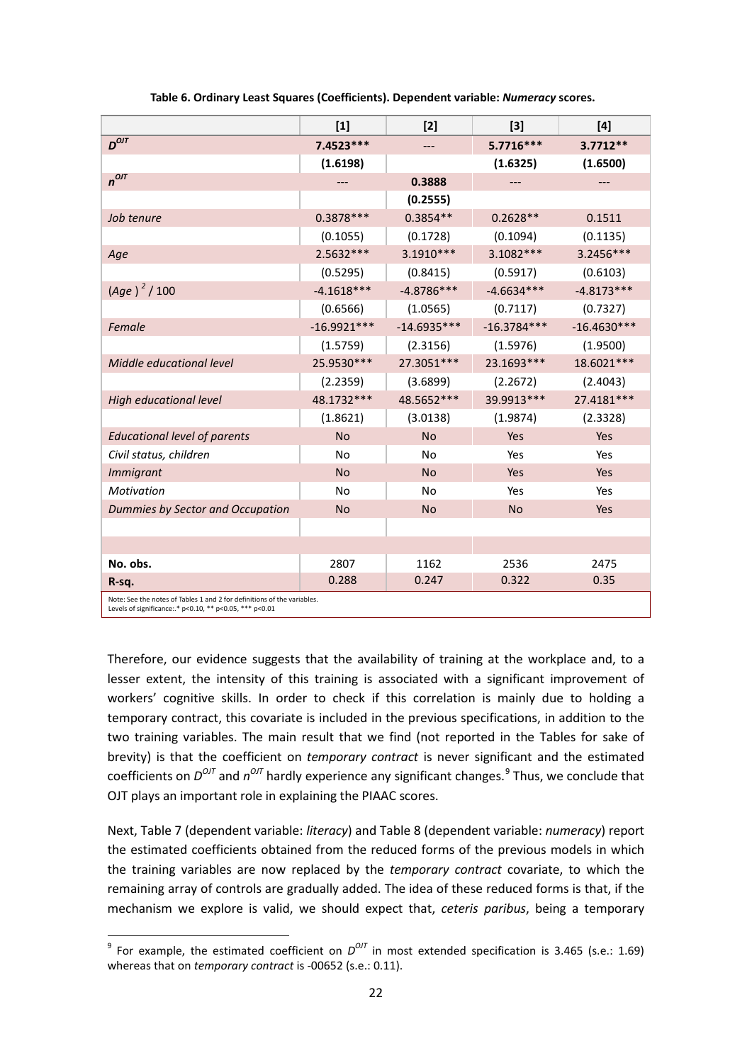**Table 6. Ordinary Least Squares (Coefficients). Dependent variable: *Numeracy* scores.**

| | [1] | [2] | [3] | [4] |
|---|---|---|---|---|
| $D^{OJT}$ | **7.4523*** ** | --- | **5.7716*** ** | **3.7712** ** |
| | **(1.6198)** | | **(1.6325)** | **(1.6500)** |
| $n^{OJT}$ | --- | **0.3888** | --- | --- |
| | | **(0.2555)** | | |
| *Job tenure* | 0.3878*** | 0.3854** | 0.2628** | 0.1511 |
| | (0.1055) | (0.1728) | (0.1094) | (0.1135) |
| *Age* | 2.5632*** | 3.1910*** | 3.1082*** | 3.2456*** |
| | (0.5295) | (0.8415) | (0.5917) | (0.6103) |
| $(Age)^2 / 100$ | -4.1618*** | -4.8786*** | -4.6634*** | -4.8173*** |
| | (0.6566) | (1.0565) | (0.7117) | (0.7327) |
| *Female* | -16.9921*** | -14.6935*** | -16.3784*** | -16.4630*** |
| | (1.5759) | (2.3156) | (1.5976) | (1.9500) |
| *Middle educational level* | 25.9530*** | 27.3051*** | 23.1693*** | 18.6021*** |
| | (2.2359) | (3.6899) | (2.2672) | (2.4043) |
| *High educational level* | 48.1732*** | 48.5652*** | 39.9913*** | 27.4181*** |
| | (1.8621) | (3.0138) | (1.9874) | (2.3328) |
| *Educational level of parents* | No | No | Yes | Yes |
| *Civil status, children* | No | No | Yes | Yes |
| *Immigrant* | No | No | Yes | Yes |
| *Motivation* | No | No | Yes | Yes |
| *Dummies by Sector and Occupation* | No | No | No | Yes |
| **No. obs.** | 2807 | 1162 | 2536 | 2475 |
| **R-sq.** | 0.288 | 0.247 | 0.322 | 0.35 |

Note: See the notes of Tables 1 and 2 for definitions of the variables.
Levels of significance:.* p<0.10, ** p<0.05, *** p<0.01

Therefore, our evidence suggests that the availability of training at the workplace and, to a lesser extent, the intensity of this training is associated with a significant improvement of workers' cognitive skills. In order to check if this correlation is mainly due to holding a temporary contract, this covariate is included in the previous specifications, in addition to the two training variables. The main result that we find (not reported in the Tables for sake of brevity) is that the coefficient on *temporary contract* is never significant and the estimated coefficients on $D^{OJT}$ and $n^{OJT}$ hardly experience any significant changes.[9] Thus, we conclude that OJT plays an important role in explaining the PIAAC scores.

Next, Table 7 (dependent variable: *literacy*) and Table 8 (dependent variable: *numeracy*) report the estimated coefficients obtained from the reduced forms of the previous models in which the training variables are now replaced by the *temporary contract* covariate, to which the remaining array of controls are gradually added. The idea of these reduced forms is that, if the mechanism we explore is valid, we should expect that, *ceteris paribus*, being a temporary

[9] For example, the estimated coefficient on $D^{OJT}$ in most extended specification is 3.465 (s.e.: 1.69) whereas that on *temporary contract* is -00652 (s.e.: 0.11).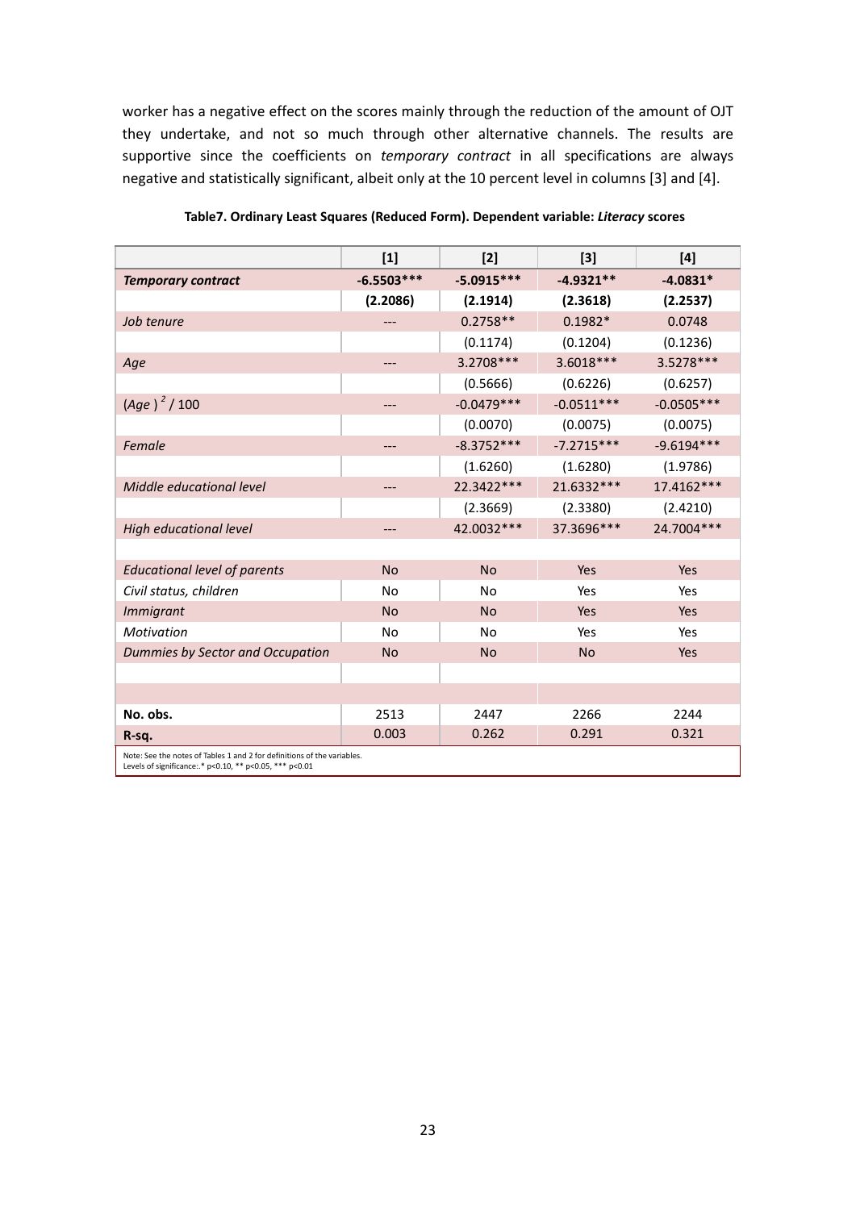worker has a negative effect on the scores mainly through the reduction of the amount of OJT they undertake, and not so much through other alternative channels. The results are supportive since the coefficients on *temporary contract* in all specifications are always negative and statistically significant, albeit only at the 10 percent level in columns [3] and [4].

**Table7. Ordinary Least Squares (Reduced Form). Dependent variable: *Literacy* scores**

| | [1] | [2] | [3] | [4] |
|---|---|---|---|---|
| ***Temporary contract*** | **-6.5503\*\*\*** | **-5.0915\*\*\*** | **-4.9321\*\*** | **-4.0831\*** |
| | **(2.2086)** | **(2.1914)** | **(2.3618)** | **(2.2537)** |
| *Job tenure* | --- | 0.2758\*\* | 0.1982\* | 0.0748 |
| | | (0.1174) | (0.1204) | (0.1236) |
| *Age* | --- | 3.2708\*\*\* | 3.6018\*\*\* | 3.5278\*\*\* |
| | | (0.5666) | (0.6226) | (0.6257) |
| $(Age)^2 / 100$ | --- | -0.0479\*\*\* | -0.0511\*\*\* | -0.0505\*\*\* |
| | | (0.0070) | (0.0075) | (0.0075) |
| *Female* | --- | -8.3752\*\*\* | -7.2715\*\*\* | -9.6194\*\*\* |
| | | (1.6260) | (1.6280) | (1.9786) |
| *Middle educational level* | --- | 22.3422\*\*\* | 21.6332\*\*\* | 17.4162\*\*\* |
| | | (2.3669) | (2.3380) | (2.4210) |
| *High educational level* | --- | 42.0032\*\*\* | 37.3696\*\*\* | 24.7004\*\*\* |
| | | | | |
| *Educational level of parents* | No | No | Yes | Yes |
| *Civil status, children* | No | No | Yes | Yes |
| *Immigrant* | No | No | Yes | Yes |
| *Motivation* | No | No | Yes | Yes |
| *Dummies by Sector and Occupation* | No | No | No | Yes |
| | | | | |
| **No. obs.** | 2513 | 2447 | 2266 | 2244 |
| **R-sq.** | 0.003 | 0.262 | 0.291 | 0.321 |

Note: See the notes of Tables 1 and 2 for definitions of the variables.
Levels of significance:.\* p<0.10, \*\* p<0.05, \*\*\* p<0.01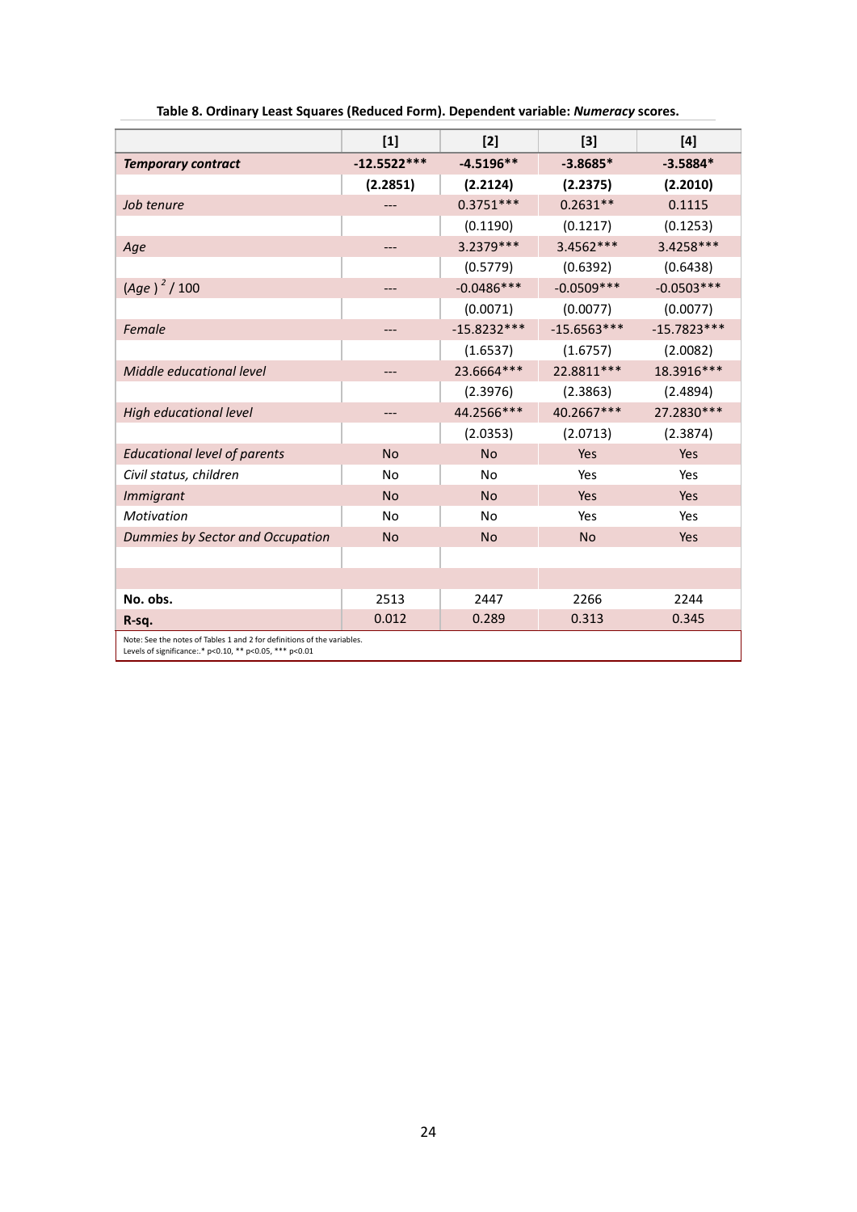**Table 8. Ordinary Least Squares (Reduced Form). Dependent variable: *Numeracy* scores.**

| | [1] | [2] | [3] | [4] |
|---|---|---|---|---|
| ***Temporary contract*** | **-12.5522*****| **-4.5196**** | **-3.8685*** | **-3.5884*** |
| | **(2.2851)** | **(2.2124)** | **(2.2375)** | **(2.2010)** |
| *Job tenure* | --- | 0.3751*** | 0.2631** | 0.1115 |
| | | (0.1190) | (0.1217) | (0.1253) |
| *Age* | --- | 3.2379*** | 3.4562*** | 3.4258*** |
| | | (0.5779) | (0.6392) | (0.6438) |
| *(Age)* $^2$ / 100 | --- | -0.0486*** | -0.0509*** | -0.0503*** |
| | | (0.0071) | (0.0077) | (0.0077) |
| *Female* | --- | -15.8232*** | -15.6563*** | -15.7823*** |
| | | (1.6537) | (1.6757) | (2.0082) |
| *Middle educational level* | --- | 23.6664*** | 22.8811*** | 18.3916*** |
| | | (2.3976) | (2.3863) | (2.4894) |
| *High educational level* | --- | 44.2566*** | 40.2667*** | 27.2830*** |
| | | (2.0353) | (2.0713) | (2.3874) |
| *Educational level of parents* | No | No | Yes | Yes |
| *Civil status, children* | No | No | Yes | Yes |
| *Immigrant* | No | No | Yes | Yes |
| *Motivation* | No | No | Yes | Yes |
| *Dummies by Sector and Occupation* | No | No | No | Yes |
| | | | | |
| | | | | |
| **No. obs.** | 2513 | 2447 | 2266 | 2244 |
| **R-sq.** | 0.012 | 0.289 | 0.313 | 0.345 |

Note: See the notes of Tables 1 and 2 for definitions of the variables.
Levels of significance:.* p<0.10, ** p<0.05, *** p<0.01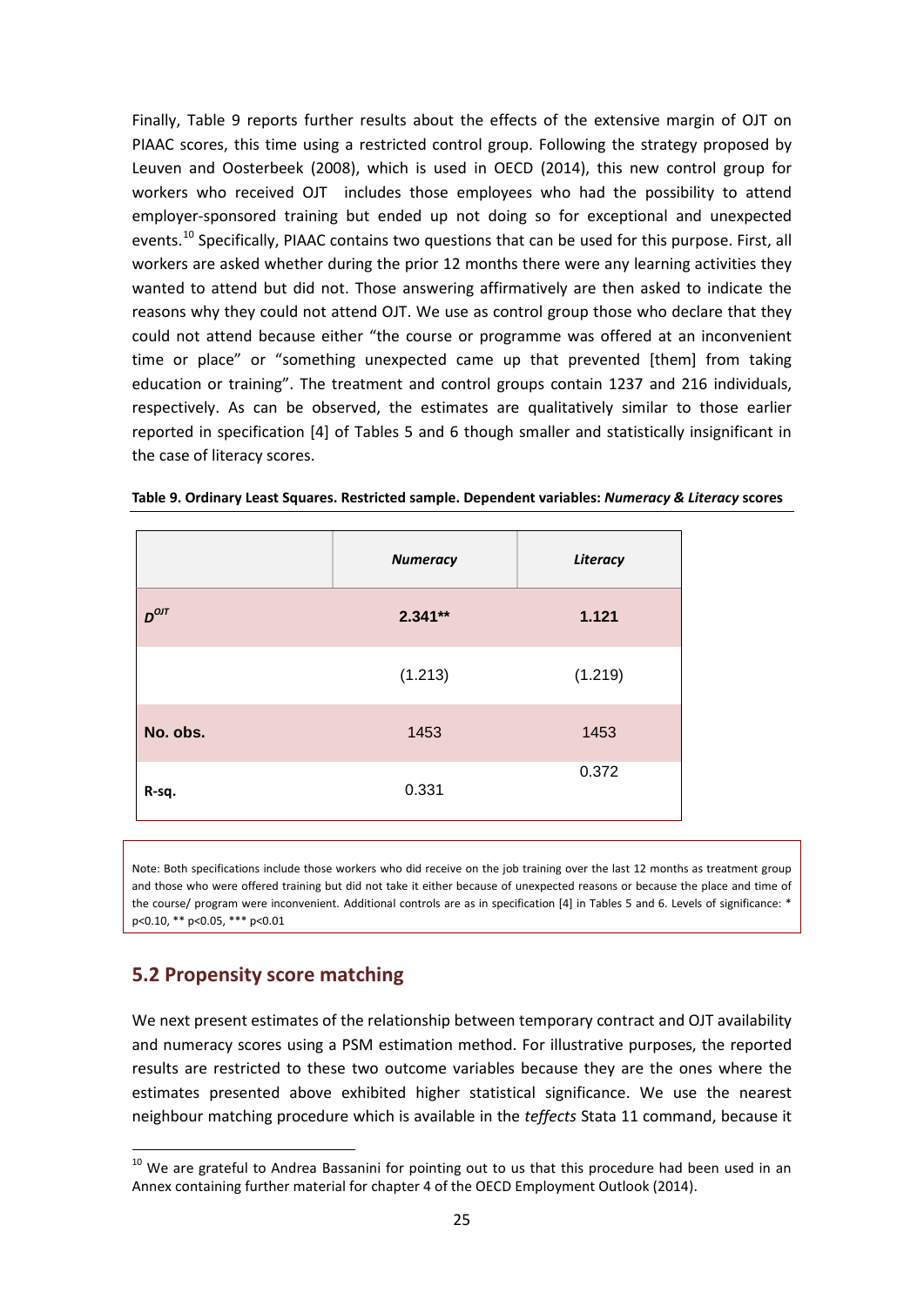Finally, Table 9 reports further results about the effects of the extensive margin of OJT on PIAAC scores, this time using a restricted control group. Following the strategy proposed by Leuven and Oosterbeek (2008), which is used in OECD (2014), this new control group for workers who received OJT includes those employees who had the possibility to attend employer-sponsored training but ended up not doing so for exceptional and unexpected events.[10] Specifically, PIAAC contains two questions that can be used for this purpose. First, all workers are asked whether during the prior 12 months there were any learning activities they wanted to attend but did not. Those answering affirmatively are then asked to indicate the reasons why they could not attend OJT. We use as control group those who declare that they could not attend because either "the course or programme was offered at an inconvenient time or place" or "something unexpected came up that prevented [them] from taking education or training". The treatment and control groups contain 1237 and 216 individuals, respectively. As can be observed, the estimates are qualitatively similar to those earlier reported in specification [4] of Tables 5 and 6 though smaller and statistically insignificant in the case of literacy scores.

**Table 9. Ordinary Least Squares. Restricted sample. Dependent variables: *Numeracy & Literacy* scores**

| | ***Numeracy*** | ***Literacy*** |
|---|---|---|
| $D^{OJT}$ | **2.341\*\*** | **1.121** |
| | (1.213) | (1.219) |
| **No. obs.** | 1453 | 1453 |
| **R-sq.** | 0.331 | 0.372 |

Note: Both specifications include those workers who did receive on the job training over the last 12 months as treatment group and those who were offered training but did not take it either because of unexpected reasons or because the place and time of the course/ program were inconvenient. Additional controls are as in specification [4] in Tables 5 and 6. Levels of significance: * p<0.10, ** p<0.05, *** p<0.01

## 5.2 Propensity score matching

We next present estimates of the relationship between temporary contract and OJT availability and numeracy scores using a PSM estimation method. For illustrative purposes, the reported results are restricted to these two outcome variables because they are the ones where the estimates presented above exhibited higher statistical significance. We use the nearest neighbour matching procedure which is available in the *teffects* Stata 11 command, because it

[10] We are grateful to Andrea Bassanini for pointing out to us that this procedure had been used in an Annex containing further material for chapter 4 of the OECD Employment Outlook (2014).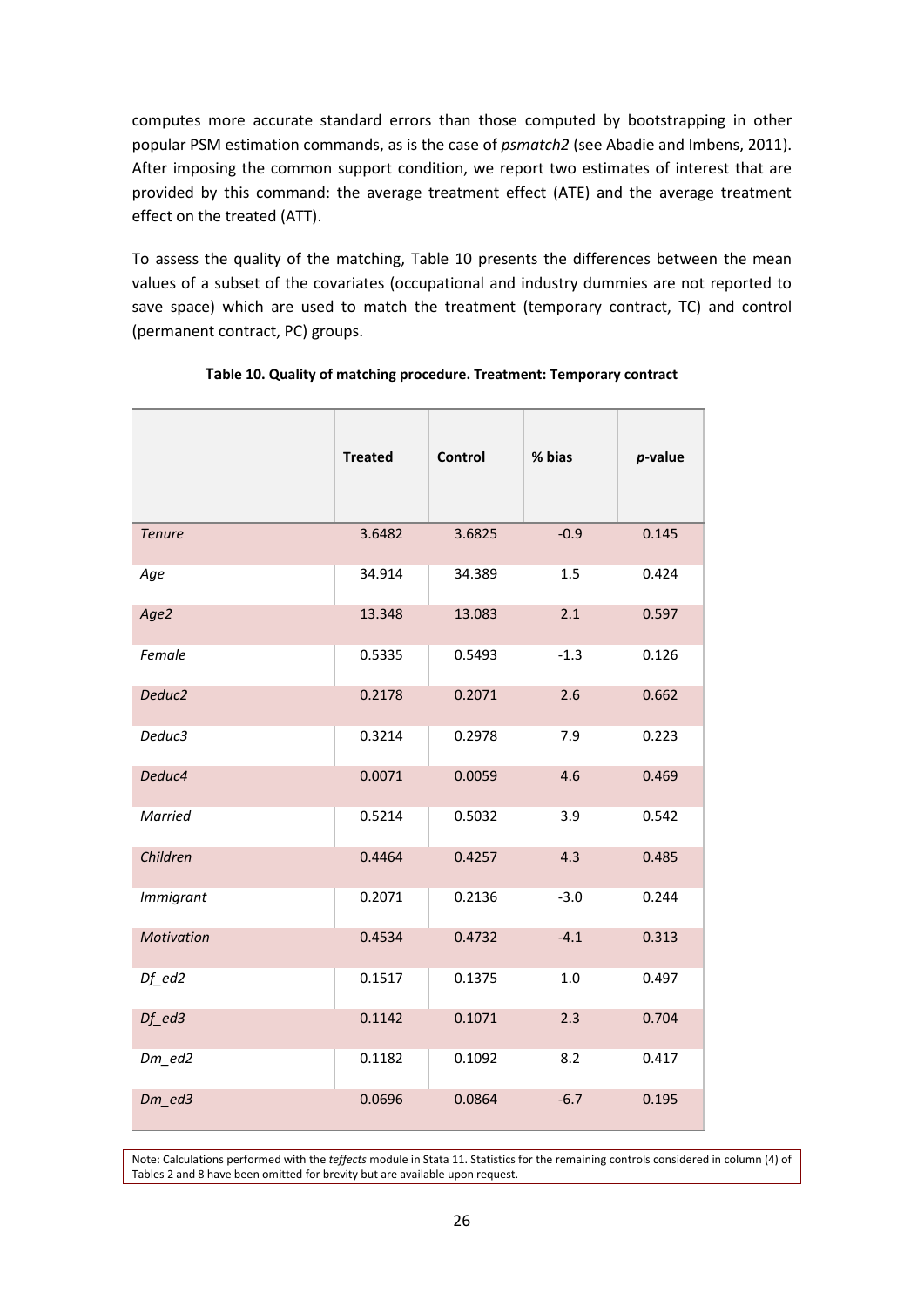computes more accurate standard errors than those computed by bootstrapping in other popular PSM estimation commands, as is the case of *psmatch2* (see Abadie and Imbens, 2011). After imposing the common support condition, we report two estimates of interest that are provided by this command: the average treatment effect (ATE) and the average treatment effect on the treated (ATT).

To assess the quality of the matching, Table 10 presents the differences between the mean values of a subset of the covariates (occupational and industry dummies are not reported to save space) which are used to match the treatment (temporary contract, TC) and control (permanent contract, PC) groups.

**Table 10. Quality of matching procedure. Treatment: Temporary contract**

| | **Treated** | **Control** | **% bias** | ***p*-value** |
|---|---|---|---|---|
| *Tenure* | 3.6482 | 3.6825 | -0.9 | 0.145 |
| *Age* | 34.914 | 34.389 | 1.5 | 0.424 |
| *Age2* | 13.348 | 13.083 | 2.1 | 0.597 |
| *Female* | 0.5335 | 0.5493 | -1.3 | 0.126 |
| *Deduc2* | 0.2178 | 0.2071 | 2.6 | 0.662 |
| *Deduc3* | 0.3214 | 0.2978 | 7.9 | 0.223 |
| *Deduc4* | 0.0071 | 0.0059 | 4.6 | 0.469 |
| *Married* | 0.5214 | 0.5032 | 3.9 | 0.542 |
| *Children* | 0.4464 | 0.4257 | 4.3 | 0.485 |
| *Immigrant* | 0.2071 | 0.2136 | -3.0 | 0.244 |
| *Motivation* | 0.4534 | 0.4732 | -4.1 | 0.313 |
| *Df_ed2* | 0.1517 | 0.1375 | 1.0 | 0.497 |
| *Df_ed3* | 0.1142 | 0.1071 | 2.3 | 0.704 |
| *Dm_ed2* | 0.1182 | 0.1092 | 8.2 | 0.417 |
| *Dm_ed3* | 0.0696 | 0.0864 | -6.7 | 0.195 |

Note: Calculations performed with the *teffects* module in Stata 11. Statistics for the remaining controls considered in column (4) of Tables 2 and 8 have been omitted for brevity but are available upon request.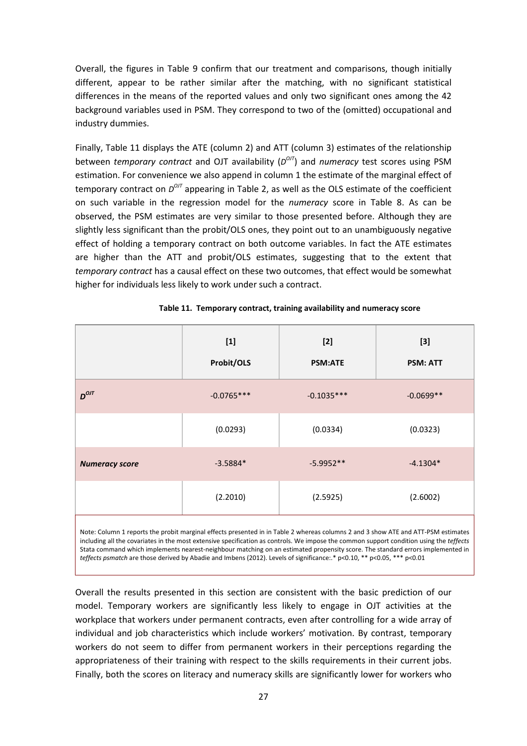Overall, the figures in Table 9 confirm that our treatment and comparisons, though initially different, appear to be rather similar after the matching, with no significant statistical differences in the means of the reported values and only two significant ones among the 42 background variables used in PSM. They correspond to two of the (omitted) occupational and industry dummies.

Finally, Table 11 displays the ATE (column 2) and ATT (column 3) estimates of the relationship between *temporary contract* and OJT availability ($D^{OJT}$) and *numeracy* test scores using PSM estimation. For convenience we also append in column 1 the estimate of the marginal effect of temporary contract on $D^{OJT}$ appearing in Table 2, as well as the OLS estimate of the coefficient on such variable in the regression model for the *numeracy* score in Table 8. As can be observed, the PSM estimates are very similar to those presented before. Although they are slightly less significant than the probit/OLS ones, they point out to an unambiguously negative effect of holding a temporary contract on both outcome variables. In fact the ATE estimates are higher than the ATT and probit/OLS estimates, suggesting that to the extent that *temporary contract* has a causal effect on these two outcomes, that effect would be somewhat higher for individuals less likely to work under such a contract.

**Table 11. Temporary contract, training availability and numeracy score**

| | [1] Probit/OLS | [2] PSM:ATE | [3] PSM: ATT |
|---|---|---|---|
| $D^{OJT}$ | -0.0765*** | -0.1035*** | -0.0699** |
| | (0.0293) | (0.0334) | (0.0323) |
| ***Numeracy score*** | -3.5884* | -5.9952** | -4.1304* |
| | (2.2010) | (2.5925) | (2.6002) |

Note: Column 1 reports the probit marginal effects presented in in Table 2 whereas columns 2 and 3 show ATE and ATT-PSM estimates including all the covariates in the most extensive specification as controls. We impose the common support condition using the *teffects* Stata command which implements nearest-neighbour matching on an estimated propensity score. The standard errors implemented in *teffects psmatch* are those derived by Abadie and Imbens (2012). Levels of significance:.* p<0.10, ** p<0.05, *** p<0.01

Overall the results presented in this section are consistent with the basic prediction of our model. Temporary workers are significantly less likely to engage in OJT activities at the workplace that workers under permanent contracts, even after controlling for a wide array of individual and job characteristics which include workers' motivation. By contrast, temporary workers do not seem to differ from permanent workers in their perceptions regarding the appropriateness of their training with respect to the skills requirements in their current jobs. Finally, both the scores on literacy and numeracy skills are significantly lower for workers who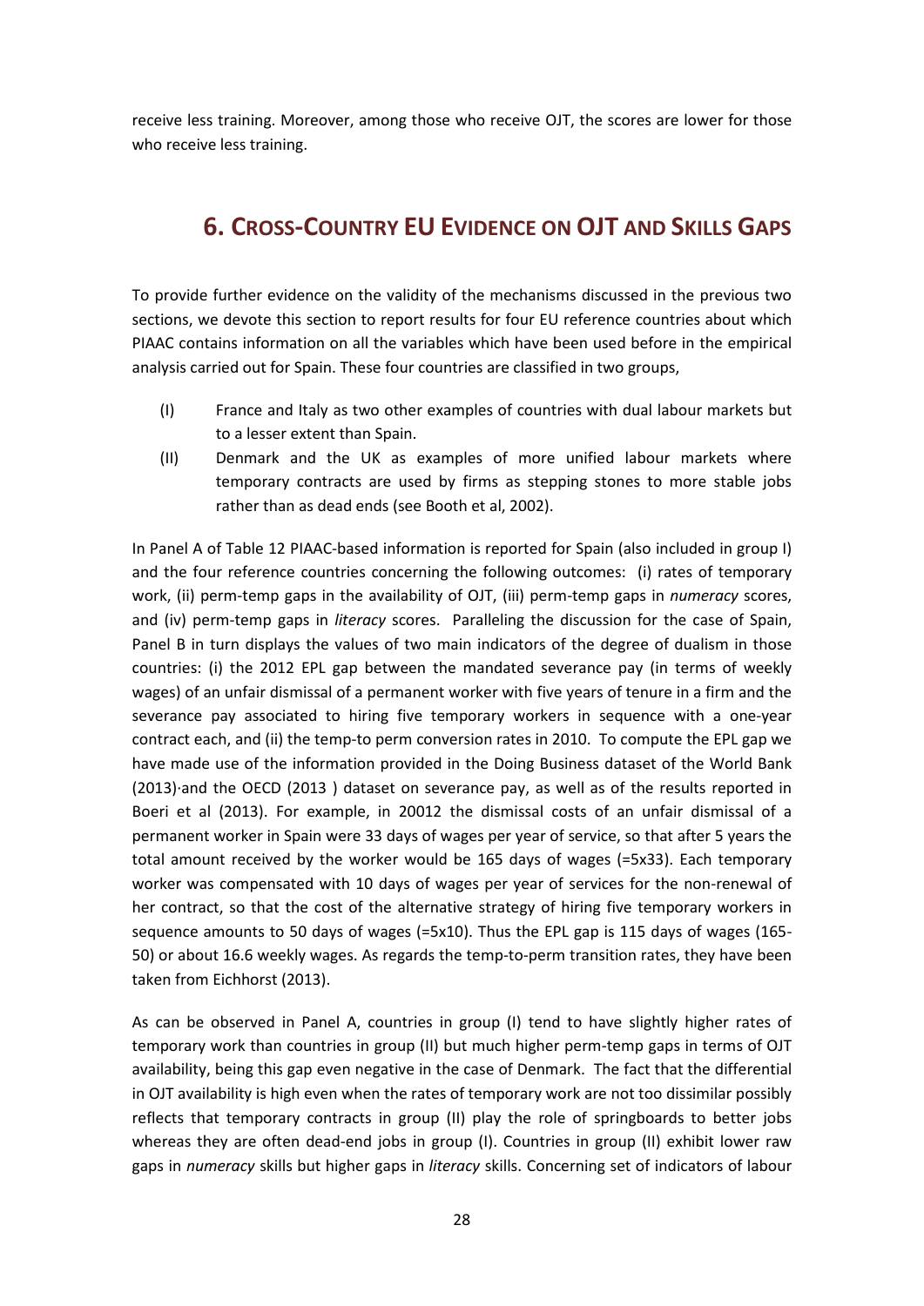receive less training. Moreover, among those who receive OJT, the scores are lower for those who receive less training.

# 6. Cross-Country EU Evidence on OJT and Skills Gaps

To provide further evidence on the validity of the mechanisms discussed in the previous two sections, we devote this section to report results for four EU reference countries about which PIAAC contains information on all the variables which have been used before in the empirical analysis carried out for Spain. These four countries are classified in two groups,

(I) France and Italy as two other examples of countries with dual labour markets but to a lesser extent than Spain.

(II) Denmark and the UK as examples of more unified labour markets where temporary contracts are used by firms as stepping stones to more stable jobs rather than as dead ends (see Booth et al, 2002).

In Panel A of Table 12 PIAAC-based information is reported for Spain (also included in group I) and the four reference countries concerning the following outcomes: (i) rates of temporary work, (ii) perm-temp gaps in the availability of OJT, (iii) perm-temp gaps in *numeracy* scores, and (iv) perm-temp gaps in *literacy* scores. Paralleling the discussion for the case of Spain, Panel B in turn displays the values of two main indicators of the degree of dualism in those countries: (i) the 2012 EPL gap between the mandated severance pay (in terms of weekly wages) of an unfair dismissal of a permanent worker with five years of tenure in a firm and the severance pay associated to hiring five temporary workers in sequence with a one-year contract each, and (ii) the temp-to perm conversion rates in 2010. To compute the EPL gap we have made use of the information provided in the Doing Business dataset of the World Bank (2013)·and the OECD (2013 ) dataset on severance pay, as well as of the results reported in Boeri et al (2013). For example, in 20012 the dismissal costs of an unfair dismissal of a permanent worker in Spain were 33 days of wages per year of service, so that after 5 years the total amount received by the worker would be 165 days of wages (=5x33). Each temporary worker was compensated with 10 days of wages per year of services for the non-renewal of her contract, so that the cost of the alternative strategy of hiring five temporary workers in sequence amounts to 50 days of wages (=5x10). Thus the EPL gap is 115 days of wages (165-50) or about 16.6 weekly wages. As regards the temp-to-perm transition rates, they have been taken from Eichhorst (2013).

As can be observed in Panel A, countries in group (I) tend to have slightly higher rates of temporary work than countries in group (II) but much higher perm-temp gaps in terms of OJT availability, being this gap even negative in the case of Denmark. The fact that the differential in OJT availability is high even when the rates of temporary work are not too dissimilar possibly reflects that temporary contracts in group (II) play the role of springboards to better jobs whereas they are often dead-end jobs in group (I). Countries in group (II) exhibit lower raw gaps in *numeracy* skills but higher gaps in *literacy* skills. Concerning set of indicators of labour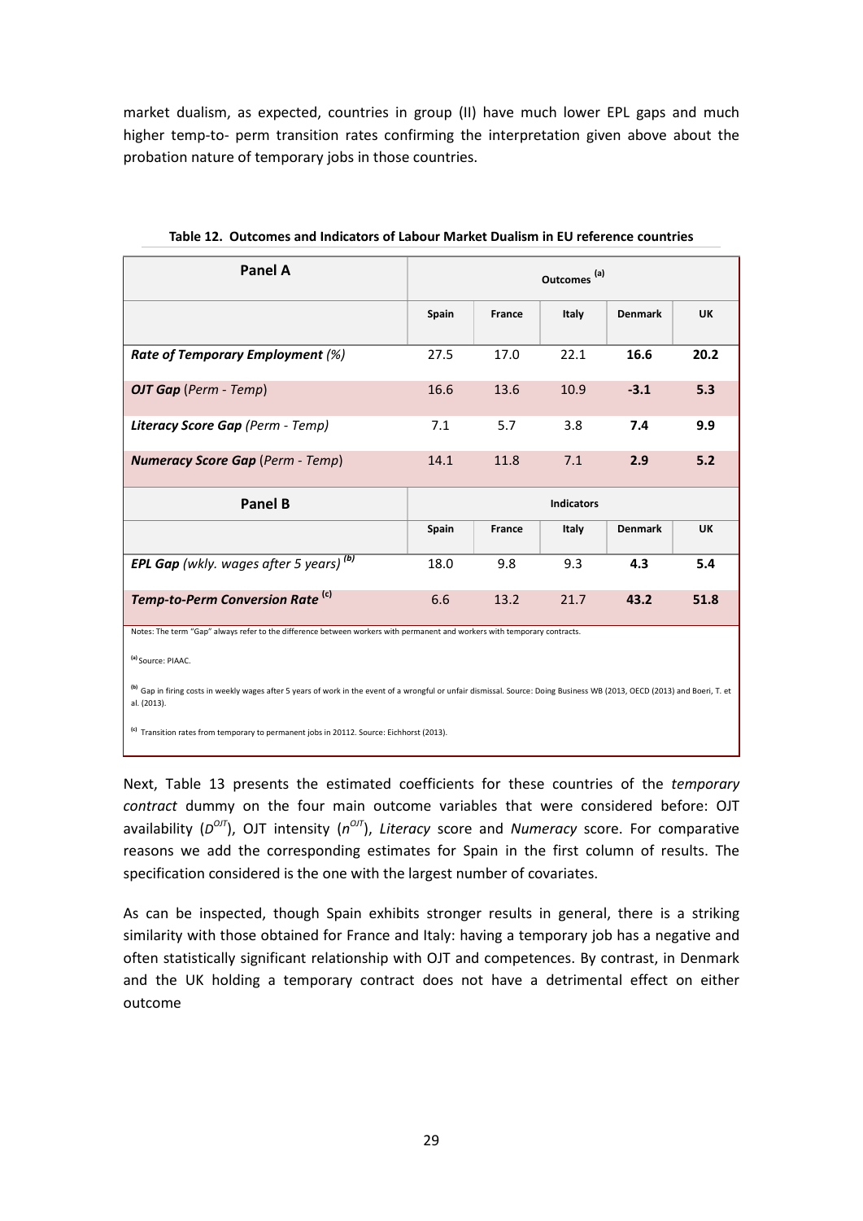market dualism, as expected, countries in group (II) have much lower EPL gaps and much higher temp-to- perm transition rates confirming the interpretation given above about the probation nature of temporary jobs in those countries.

**Table 12. Outcomes and Indicators of Labour Market Dualism in EU reference countries**

| **Panel A** | **Outcomes** [(a)] | | | | |
|---|---|---|---|---|---|
| | **Spain** | **France** | **Italy** | **Denmark** | **UK** |
| ***Rate of Temporary Employment*** *(%)* | 27.5 | 17.0 | 22.1 | **16.6** | **20.2** |
| ***OJT Gap*** (*Perm - Temp*) | 16.6 | 13.6 | 10.9 | **-3.1** | **5.3** |
| ***Literacy Score Gap*** (*Perm - Temp*) | 7.1 | 5.7 | 3.8 | **7.4** | **9.9** |
| ***Numeracy Score Gap*** (*Perm - Temp*) | 14.1 | 11.8 | 7.1 | **2.9** | **5.2** |
| **Panel B** | **Indicators** | | | | |
| | **Spain** | **France** | **Italy** | **Denmark** | **UK** |
| ***EPL Gap*** *(wkly. wages after 5 years)* [(b)] | 18.0 | 9.8 | 9.3 | **4.3** | **5.4** |
| ***Temp-to-Perm Conversion Rate*** [(c)] | 6.6 | 13.2 | 21.7 | **43.2** | **51.8** |

Notes: The term "Gap" always refer to the difference between workers with permanent and workers with temporary contracts.

[(a)] Source: PIAAC.

[(b)] Gap in firing costs in weekly wages after 5 years of work in the event of a wrongful or unfair dismissal. Source: Doing Business WB (2013, OECD (2013) and Boeri, T. et al. (2013).

[(c)] Transition rates from temporary to permanent jobs in 20112. Source: Eichhorst (2013).

Next, Table 13 presents the estimated coefficients for these countries of the *temporary contract* dummy on the four main outcome variables that were considered before: OJT availability ($D^{OJT}$), OJT intensity ($n^{OJT}$), *Literacy* score and *Numeracy* score. For comparative reasons we add the corresponding estimates for Spain in the first column of results. The specification considered is the one with the largest number of covariates.

As can be inspected, though Spain exhibits stronger results in general, there is a striking similarity with those obtained for France and Italy: having a temporary job has a negative and often statistically significant relationship with OJT and competences. By contrast, in Denmark and the UK holding a temporary contract does not have a detrimental effect on either outcome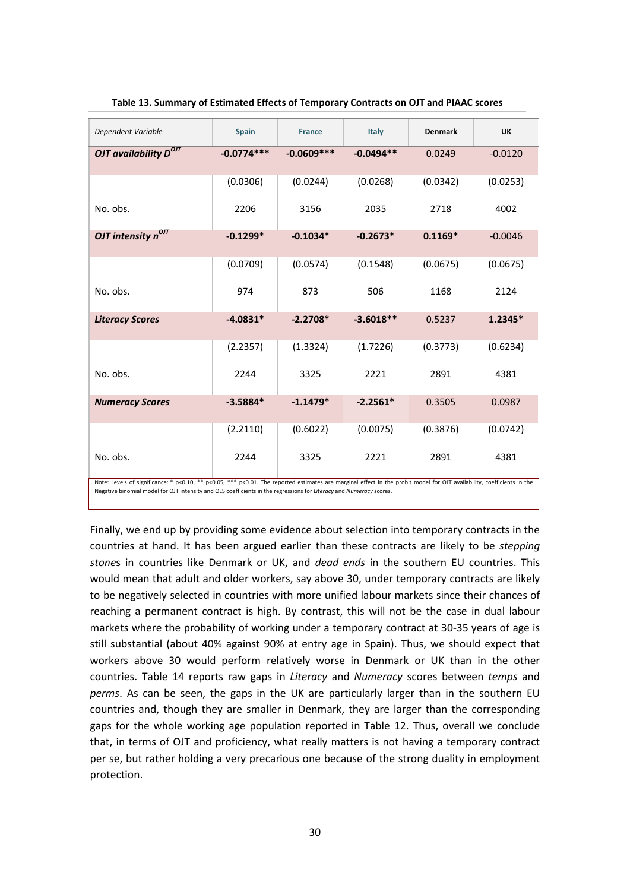**Table 13. Summary of Estimated Effects of Temporary Contracts on OJT and PIAAC scores**

| *Dependent Variable* | Spain | France | Italy | Denmark | UK |
|---|---|---|---|---|---|
| ***OJT availability $D^{OJT}$*** | **-0.0774\*\*\*** | **-0.0609\*\*\*** | **-0.0494\*\*** | 0.0249 | -0.0120 |
| | (0.0306) | (0.0244) | (0.0268) | (0.0342) | (0.0253) |
| No. obs. | 2206 | 3156 | 2035 | 2718 | 4002 |
| ***OJT intensity $n^{OJT}$*** | **-0.1299\*** | **-0.1034\*** | **-0.2673\*** | **0.1169\*** | -0.0046 |
| | (0.0709) | (0.0574) | (0.1548) | (0.0675) | (0.0675) |
| No. obs. | 974 | 873 | 506 | 1168 | 2124 |
| ***Literacy Scores*** | **-4.0831\*** | **-2.2708\*** | **-3.6018\*\*** | 0.5237 | **1.2345\*** |
| | (2.2357) | (1.3324) | (1.7226) | (0.3773) | (0.6234) |
| No. obs. | 2244 | 3325 | 2221 | 2891 | 4381 |
| ***Numeracy Scores*** | **-3.5884\*** | **-1.1479\*** | **-2.2561\*** | 0.3505 | 0.0987 |
| | (2.2110) | (0.6022) | (0.0075) | (0.3876) | (0.0742) |
| No. obs. | 2244 | 3325 | 2221 | 2891 | 4381 |

Note: Levels of significance:.* p<0.10, ** p<0.05, *** p<0.01. The reported estimates are marginal effect in the probit model for OJT availability, coefficients in the Negative binomial model for OJT intensity and OLS coefficients in the regressions for *Literacy* and *Numeracy* scores.

Finally, we end up by providing some evidence about selection into temporary contracts in the countries at hand. It has been argued earlier than these contracts are likely to be *stepping stone*s in countries like Denmark or UK, and *dead ends* in the southern EU countries. This would mean that adult and older workers, say above 30, under temporary contracts are likely to be negatively selected in countries with more unified labour markets since their chances of reaching a permanent contract is high. By contrast, this will not be the case in dual labour markets where the probability of working under a temporary contract at 30-35 years of age is still substantial (about 40% against 90% at entry age in Spain). Thus, we should expect that workers above 30 would perform relatively worse in Denmark or UK than in the other countries. Table 14 reports raw gaps in *Literacy* and *Numeracy* scores between *temps* and *perms*. As can be seen, the gaps in the UK are particularly larger than in the southern EU countries and, though they are smaller in Denmark, they are larger than the corresponding gaps for the whole working age population reported in Table 12. Thus, overall we conclude that, in terms of OJT and proficiency, what really matters is not having a temporary contract per se, but rather holding a very precarious one because of the strong duality in employment protection.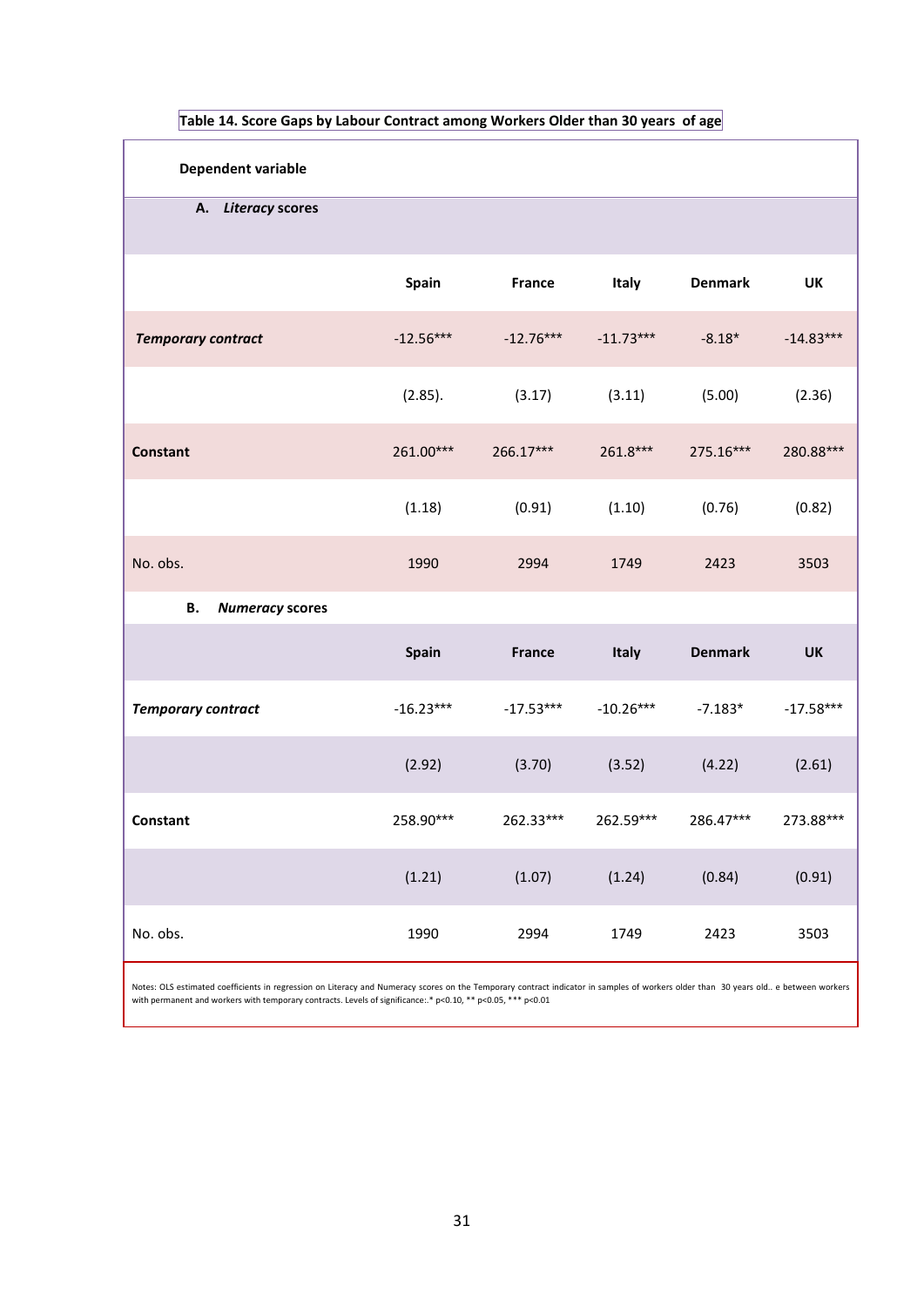**Table 14. Score Gaps by Labour Contract among Workers Older than 30 years of age**

| Dependent variable | | | | | |
|---|---|---|---|---|---|
| **A. *Literacy* scores** | | | | | |
| | **Spain** | **France** | **Italy** | **Denmark** | **UK** |
| ***Temporary contract*** | -12.56*** | -12.76*** | -11.73*** | -8.18* | -14.83*** |
| | (2.85). | (3.17) | (3.11) | (5.00) | (2.36) |
| **Constant** | 261.00*** | 266.17*** | 261.8*** | 275.16*** | 280.88*** |
| | (1.18) | (0.91) | (1.10) | (0.76) | (0.82) |
| No. obs. | 1990 | 2994 | 1749 | 2423 | 3503 |
| **B. *Numeracy* scores** | | | | | |
| | **Spain** | **France** | **Italy** | **Denmark** | **UK** |
| ***Temporary contract*** | -16.23*** | -17.53*** | -10.26*** | -7.183* | -17.58*** |
| | (2.92) | (3.70) | (3.52) | (4.22) | (2.61) |
| **Constant** | 258.90*** | 262.33*** | 262.59*** | 286.47*** | 273.88*** |
| | (1.21) | (1.07) | (1.24) | (0.84) | (0.91) |
| No. obs. | 1990 | 2994 | 1749 | 2423 | 3503 |

Notes: OLS estimated coefficients in regression on Literacy and Numeracy scores on the Temporary contract indicator in samples of workers older than 30 years old.. e between workers with permanent and workers with temporary contracts. Levels of significance:.* p<0.10, ** p<0.05, *** p<0.01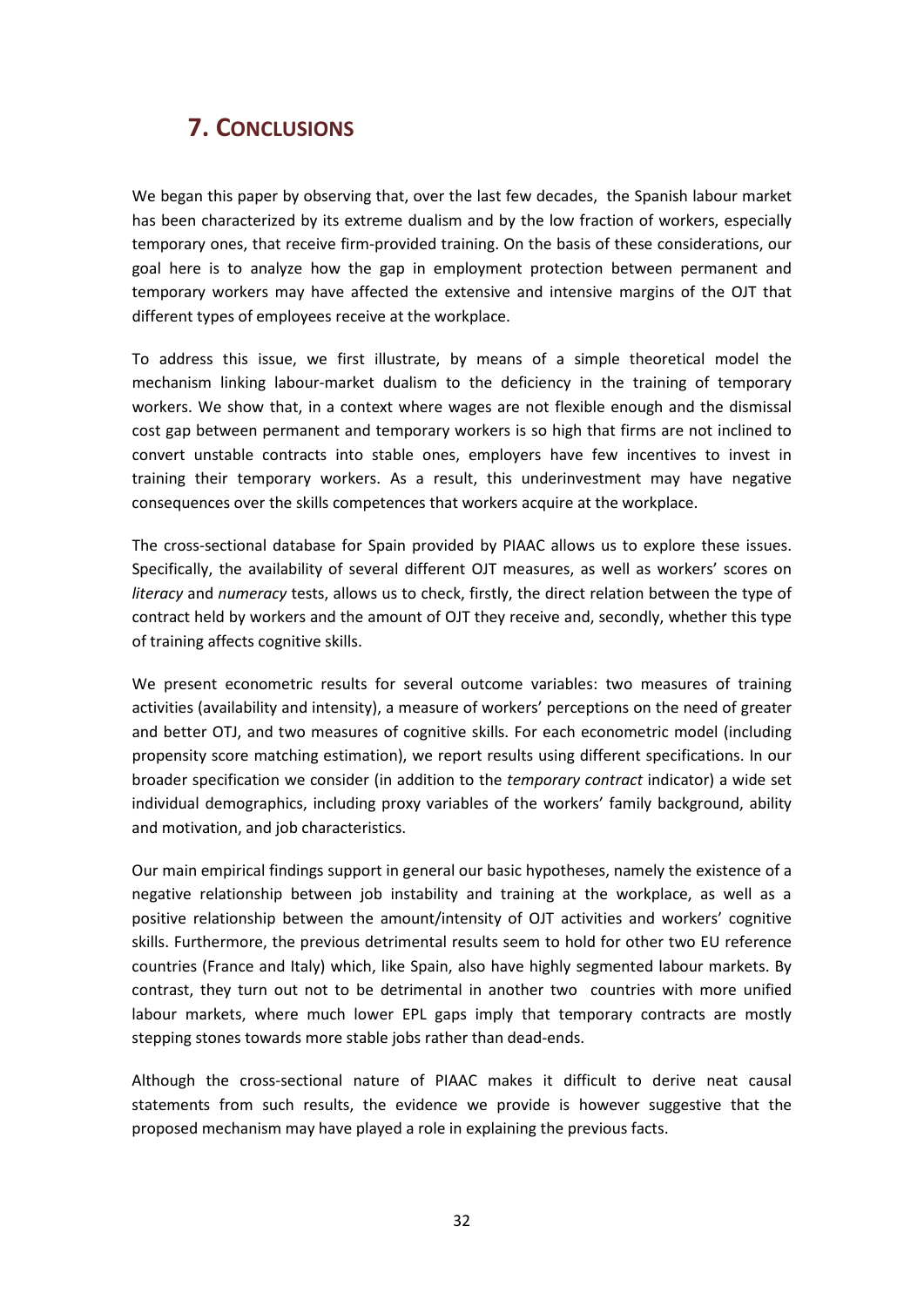## 7. CONCLUSIONS

We began this paper by observing that, over the last few decades, the Spanish labour market has been characterized by its extreme dualism and by the low fraction of workers, especially temporary ones, that receive firm-provided training. On the basis of these considerations, our goal here is to analyze how the gap in employment protection between permanent and temporary workers may have affected the extensive and intensive margins of the OJT that different types of employees receive at the workplace.

To address this issue, we first illustrate, by means of a simple theoretical model the mechanism linking labour-market dualism to the deficiency in the training of temporary workers. We show that, in a context where wages are not flexible enough and the dismissal cost gap between permanent and temporary workers is so high that firms are not inclined to convert unstable contracts into stable ones, employers have few incentives to invest in training their temporary workers. As a result, this underinvestment may have negative consequences over the skills competences that workers acquire at the workplace.

The cross-sectional database for Spain provided by PIAAC allows us to explore these issues. Specifically, the availability of several different OJT measures, as well as workers' scores on *literacy* and *numeracy* tests, allows us to check, firstly, the direct relation between the type of contract held by workers and the amount of OJT they receive and, secondly, whether this type of training affects cognitive skills.

We present econometric results for several outcome variables: two measures of training activities (availability and intensity), a measure of workers' perceptions on the need of greater and better OTJ, and two measures of cognitive skills. For each econometric model (including propensity score matching estimation), we report results using different specifications. In our broader specification we consider (in addition to the *temporary contract* indicator) a wide set individual demographics, including proxy variables of the workers' family background, ability and motivation, and job characteristics.

Our main empirical findings support in general our basic hypotheses, namely the existence of a negative relationship between job instability and training at the workplace, as well as a positive relationship between the amount/intensity of OJT activities and workers' cognitive skills. Furthermore, the previous detrimental results seem to hold for other two EU reference countries (France and Italy) which, like Spain, also have highly segmented labour markets. By contrast, they turn out not to be detrimental in another two countries with more unified labour markets, where much lower EPL gaps imply that temporary contracts are mostly stepping stones towards more stable jobs rather than dead-ends.

Although the cross-sectional nature of PIAAC makes it difficult to derive neat causal statements from such results, the evidence we provide is however suggestive that the proposed mechanism may have played a role in explaining the previous facts.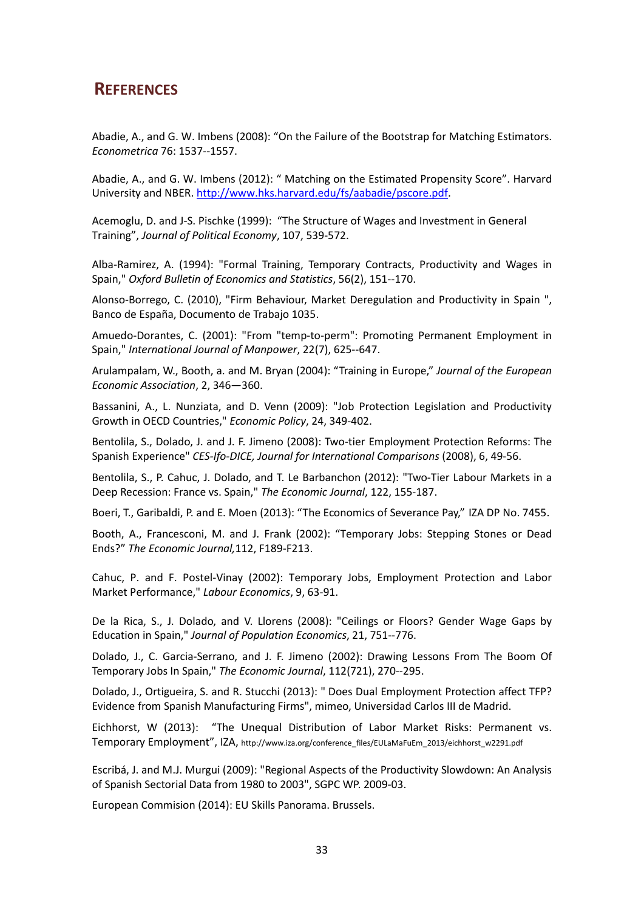## REFERENCES

Abadie, A., and G. W. Imbens (2008): "On the Failure of the Bootstrap for Matching Estimators. *Econometrica* 76: 1537--1557.

Abadie, A., and G. W. Imbens (2012): " Matching on the Estimated Propensity Score". Harvard University and NBER. [http://www.hks.harvard.edu/fs/aabadie/pscore.pdf](http://www.hks.harvard.edu/fs/aabadie/pscore.pdf).

Acemoglu, D. and J-S. Pischke (1999): "The Structure of Wages and Investment in General Training", *Journal of Political Economy*, 107, 539-572.

Alba-Ramirez, A. (1994): "Formal Training, Temporary Contracts, Productivity and Wages in Spain," *Oxford Bulletin of Economics and Statistics*, 56(2), 151--170.

Alonso-Borrego, C. (2010), "Firm Behaviour, Market Deregulation and Productivity in Spain ", Banco de España, Documento de Trabajo 1035.

Amuedo-Dorantes, C. (2001): "From "temp-to-perm": Promoting Permanent Employment in Spain," *International Journal of Manpower*, 22(7), 625--647.

Arulampalam, W., Booth, a. and M. Bryan (2004): "Training in Europe," *Journal of the European Economic Association*, 2, 346—360.

Bassanini, A., L. Nunziata, and D. Venn (2009): "Job Protection Legislation and Productivity Growth in OECD Countries," *Economic Policy*, 24, 349-402.

Bentolila, S., Dolado, J. and J. F. Jimeno (2008): Two-tier Employment Protection Reforms: The Spanish Experience" *CES-Ifo-DICE, Journal for International Comparisons* (2008), 6, 49-56.

Bentolila, S., P. Cahuc, J. Dolado, and T. Le Barbanchon (2012): "Two-Tier Labour Markets in a Deep Recession: France vs. Spain," *The Economic Journal*, 122, 155-187.

Boeri, T., Garibaldi, P. and E. Moen (2013): "The Economics of Severance Pay," IZA DP No. 7455.

Booth, A., Francesconi, M. and J. Frank (2002): "Temporary Jobs: Stepping Stones or Dead Ends?" *The Economic Journal,*112, F189-F213.

Cahuc, P. and F. Postel-Vinay (2002): Temporary Jobs, Employment Protection and Labor Market Performance," *Labour Economics*, 9, 63-91.

De la Rica, S., J. Dolado, and V. Llorens (2008): "Ceilings or Floors? Gender Wage Gaps by Education in Spain," *Journal of Population Economics*, 21, 751--776.

Dolado, J., C. Garcia-Serrano, and J. F. Jimeno (2002): Drawing Lessons From The Boom Of Temporary Jobs In Spain," *The Economic Journal*, 112(721), 270--295.

Dolado, J., Ortigueira, S. and R. Stucchi (2013): " Does Dual Employment Protection affect TFP? Evidence from Spanish Manufacturing Firms", mimeo, Universidad Carlos III de Madrid.

Eichhorst, W (2013): "The Unequal Distribution of Labor Market Risks: Permanent vs. Temporary Employment", IZA, http://www.iza.org/conference_files/EULaMaFuEm_2013/eichhorst_w2291.pdf

Escribá, J. and M.J. Murgui (2009): "Regional Aspects of the Productivity Slowdown: An Analysis of Spanish Sectorial Data from 1980 to 2003", SGPC WP. 2009-03.

European Commision (2014): EU Skills Panorama. Brussels.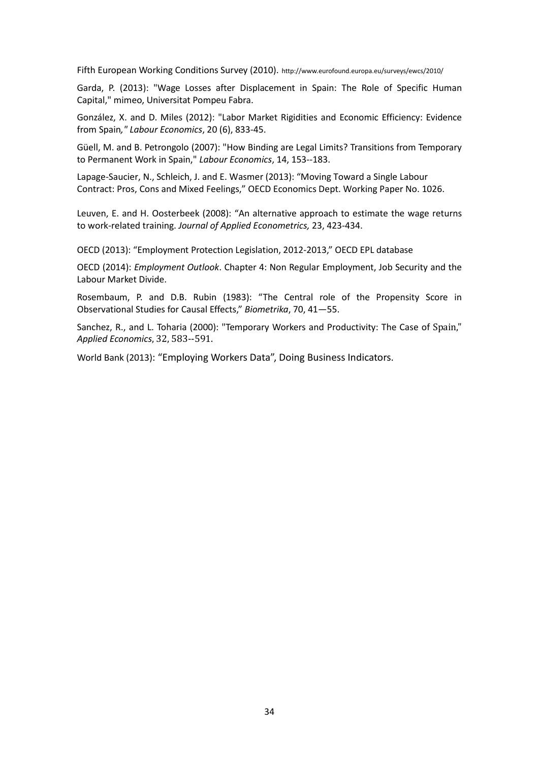Fifth European Working Conditions Survey (2010). http://www.eurofound.europa.eu/surveys/ewcs/2010/

Garda, P. (2013): "Wage Losses after Displacement in Spain: The Role of Specific Human Capital," mimeo, Universitat Pompeu Fabra.

González, X. and D. Miles (2012): "Labor Market Rigidities and Economic Efficiency: Evidence from Spain*," Labour Economics*, 20 (6), 833-45.

Güell, M. and B. Petrongolo (2007): "How Binding are Legal Limits? Transitions from Temporary to Permanent Work in Spain," *Labour Economics*, 14, 153--183.

Lapage-Saucier, N., Schleich, J. and E. Wasmer (2013): "Moving Toward a Single Labour Contract: Pros, Cons and Mixed Feelings," OECD Economics Dept. Working Paper No. 1026.

Leuven, E. and H. Oosterbeek (2008): "An alternative approach to estimate the wage returns to work-related training. *Journal of Applied Econometrics,* 23, 423-434.

OECD (2013): "Employment Protection Legislation, 2012-2013," OECD EPL database

OECD (2014): *Employment Outlook*. Chapter 4: Non Regular Employment, Job Security and the Labour Market Divide.

Rosembaum, P. and D.B. Rubin (1983): "The Central role of the Propensity Score in Observational Studies for Causal Effects," *Biometrika*, 70, 41—55.

Sanchez, R., and L. Toharia (2000): "Temporary Workers and Productivity: The Case of Spain," *Applied Economics*, 32, 583--591.

World Bank (2013): "Employing Workers Data", Doing Business Indicators.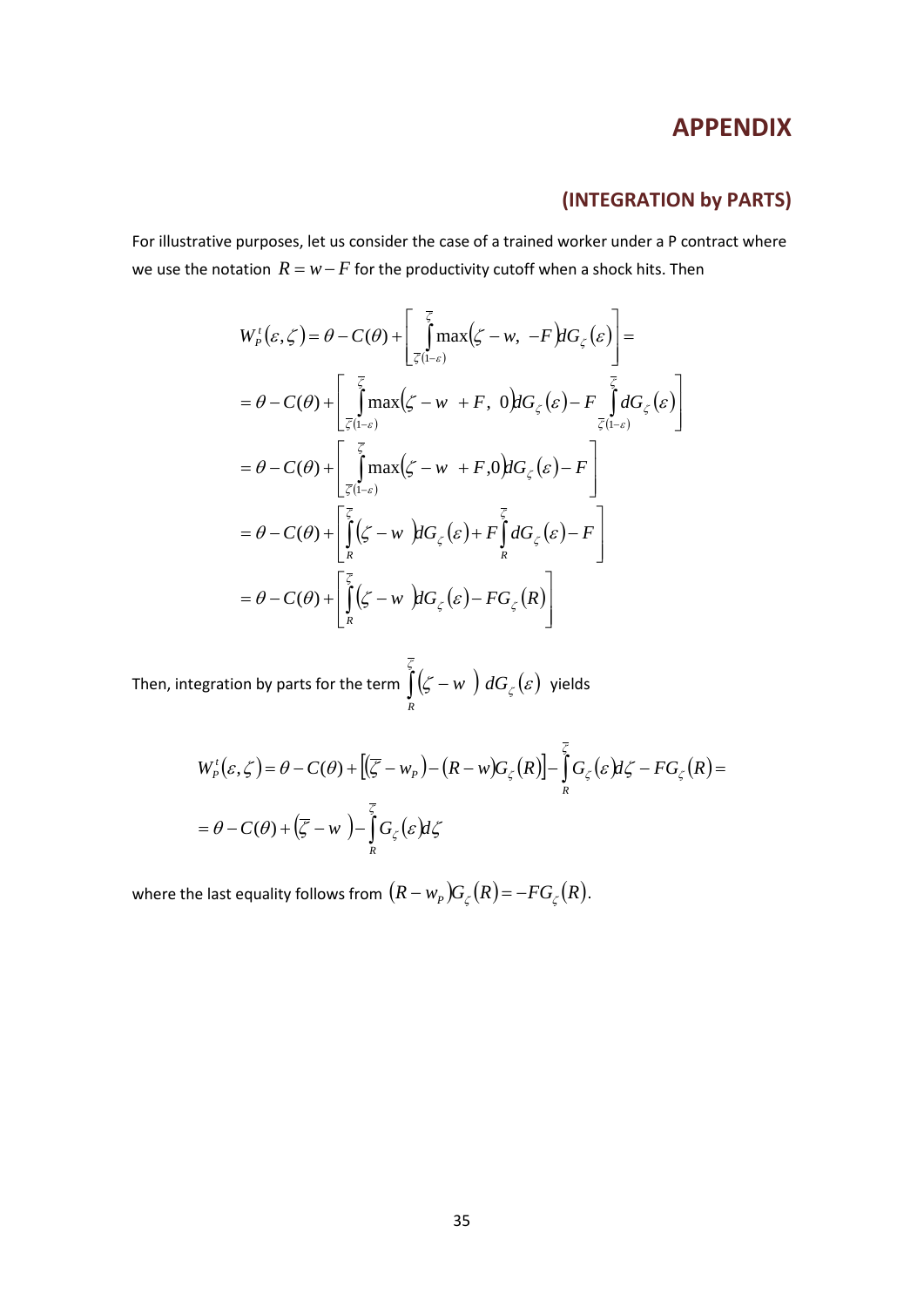# APPENDIX

## (INTEGRATION by PARTS)

For illustrative purposes, let us consider the case of a trained worker under a P contract where we use the notation $R = w - F$ for the productivity cutoff when a shock hits. Then

$$
\begin{aligned}
W_P^t(\varepsilon,\zeta) &= \theta - C(\theta) + \left[ \int_{\bar{\zeta}(1-\varepsilon)}^{\bar{\zeta}} \max(\zeta - w,\ -F)\, dG_\zeta(\varepsilon) \right] = \\
&= \theta - C(\theta) + \left[ \int_{\bar{\zeta}(1-\varepsilon)}^{\bar{\zeta}} \max(\zeta - w\ + F,\ 0)\, dG_\zeta(\varepsilon) - F \int_{\bar{\zeta}(1-\varepsilon)}^{\bar{\zeta}} dG_\zeta(\varepsilon) \right] \\
&= \theta - C(\theta) + \left[ \int_{\bar{\zeta}(1-\varepsilon)}^{\bar{\zeta}} \max(\zeta - w\ + F, 0)\, dG_\zeta(\varepsilon) - F \right] \\
&= \theta - C(\theta) + \left[ \int_{R}^{\bar{\zeta}} (\zeta - w\ )\, dG_\zeta(\varepsilon) + F \int_{R}^{\bar{\zeta}} dG_\zeta(\varepsilon) - F \right] \\
&= \theta - C(\theta) + \left[ \int_{R}^{\bar{\zeta}} (\zeta - w\ )\, dG_\zeta(\varepsilon) - F G_\zeta(R) \right]
\end{aligned}
$$

Then, integration by parts for the term $\int_{R}^{\bar{\zeta}} (\zeta - w\ )\ dG_\zeta(\varepsilon)$ yields

$$
\begin{aligned}
W_P^t(\varepsilon,\zeta) &= \theta - C(\theta) + \left[ (\bar{\zeta} - w_P) - (R - w) G_\zeta(R) \right] - \int_{R}^{\bar{\zeta}} G_\zeta(\varepsilon)\, d\zeta - F G_\zeta(R) = \\
&= \theta - C(\theta) + (\bar{\zeta} - w\ ) - \int_{R}^{\bar{\zeta}} G_\zeta(\varepsilon)\, d\zeta
\end{aligned}
$$

where the last equality follows from $(R - w_P) G_\zeta(R) = -F G_\zeta(R)$.